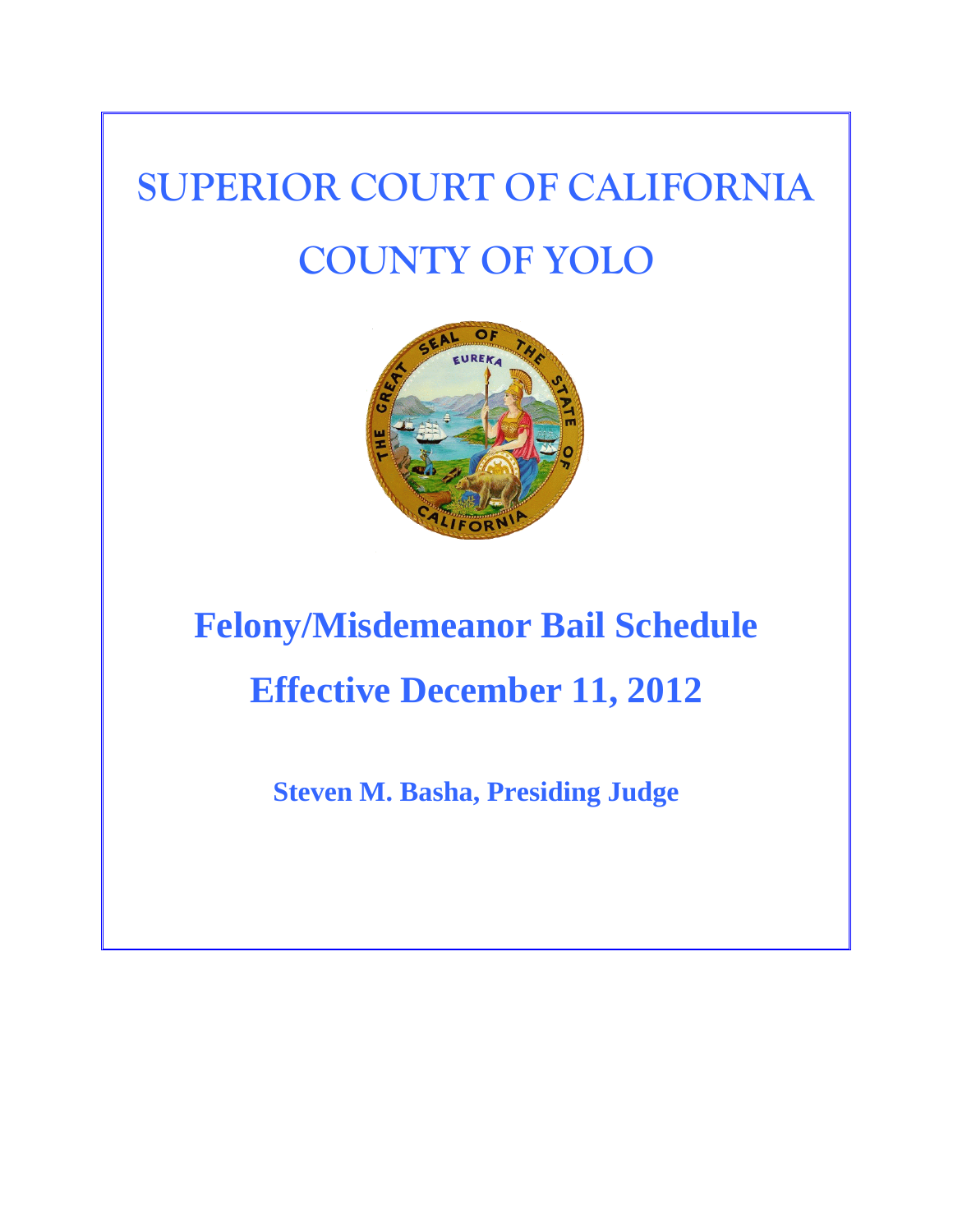# SUPERIOR COURT OF CALIFORNIA

# COUNTY OF YOLO

# Felony/Misdemeanor Bail Schedule

# Effective December 11, 2012

**Steven M. Basha, Presiding Judge**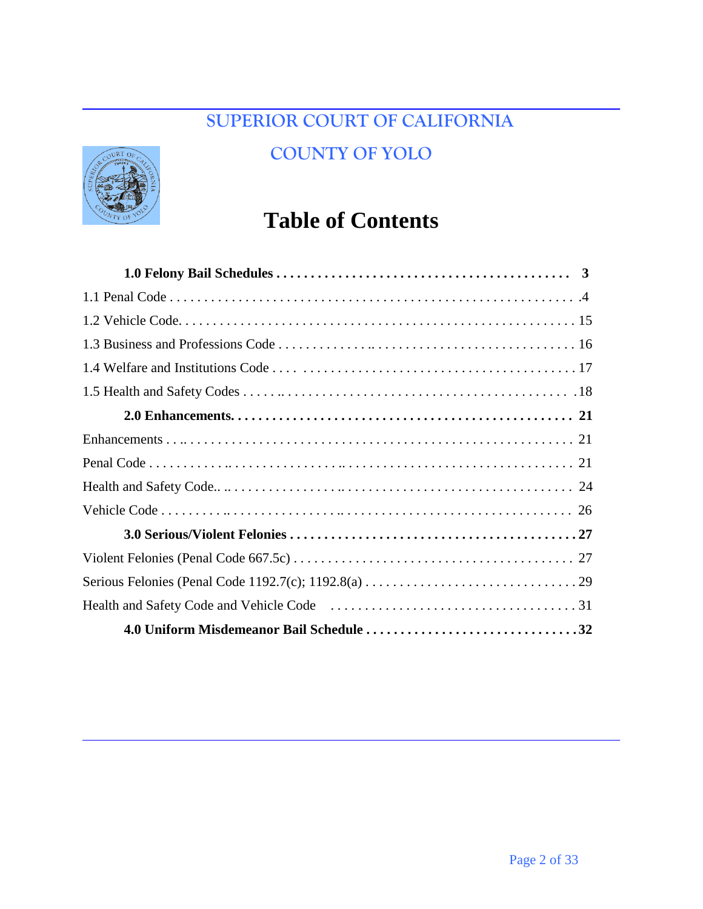SUPERIOR COURT OF CALIFORNIA

COUNTY OF YOLO

# Table of Contents

**1.0 Felony Bail Schedules . . . . . . . . . . . . . . . . . . . . . . . . . . . . . . . . . . . . . . . . . 3**

1.1 Penal Code . . . . . . . . . . . . . . . . . . . . . . . . . . . . . . . . . . . . . . . . . . . . . . . . . . . . . . . .4

1.2 Vehicle Code. . . . . . . . . . . . . . . . . . . . . . . . . . . . . . . . . . . . . . . . . . . . . . . . . . . . . . . . 15

1.3 Business and Professions Code . . . . . . . . . . . . .. . . . . . . . . . . . . . . . . . . . . . . . . . . . . 16

1.4 Welfare and Institutions Code . . . . . . . . . . . . . . . . . . . . . . . . . . . . . . . . . . . . . . . . . . .17

1.5 Health and Safety Codes . . . . . .. . . . . . . . . . . . . . . . . . . . . . . . . . . . . . . . . . . . . . . .18

**2.0 Enhancements. . . . . . . . . . . . . . . . . . . . . . . . . . . . . . . . . . . . . . . . . . . . . . . 21**

Enhancements . . .. . . . . . . . . . . . . . . . . . . . . . . . . . . . . . . . . . . . . . . . . . . . . . . . . . . . . 21

Penal Code . . . . . . . . . .. . . . . . . . . . . . . . . .. . . . . . . . . . . . . . . . . . . . . . . . . . . . . . . . 21

Health and Safety Code.. .. . . . . . . . . . . . . . . . .. . . . . . . . . . . . . . . . . . . . . . . . . . . . . . 24

Vehicle Code . . . . . . . . .. . . . . . . . . . . . . . . .. . . . . . . . . . . . . . . . . . . . . . . . . . . . . . . . 26

**3.0 Serious/Violent Felonies . . . . . . . . . . . . . . . . . . . . . . . . . . . . . . . . . . . . . . . . .27**

Violent Felonies (Penal Code 667.5c) . . . . . . . . . . . . . . . . . . . . . . . . . . . . . . . . . . . . . . . 27

Serious Felonies (Penal Code 1192.7(c); 1192.8(a) . . . . . . . . . . . . . . . . . . . . . . . . . . . . . .29

Health and Safety Code and Vehicle Code . . . . . . . . . . . . . . . . . . . . . . . . . . . . . . . . . . . .31

**4.0 Uniform Misdemeanor Bail Schedule . . . . . . . . . . . . . . . . . . . . . . . . . . . . . . .32**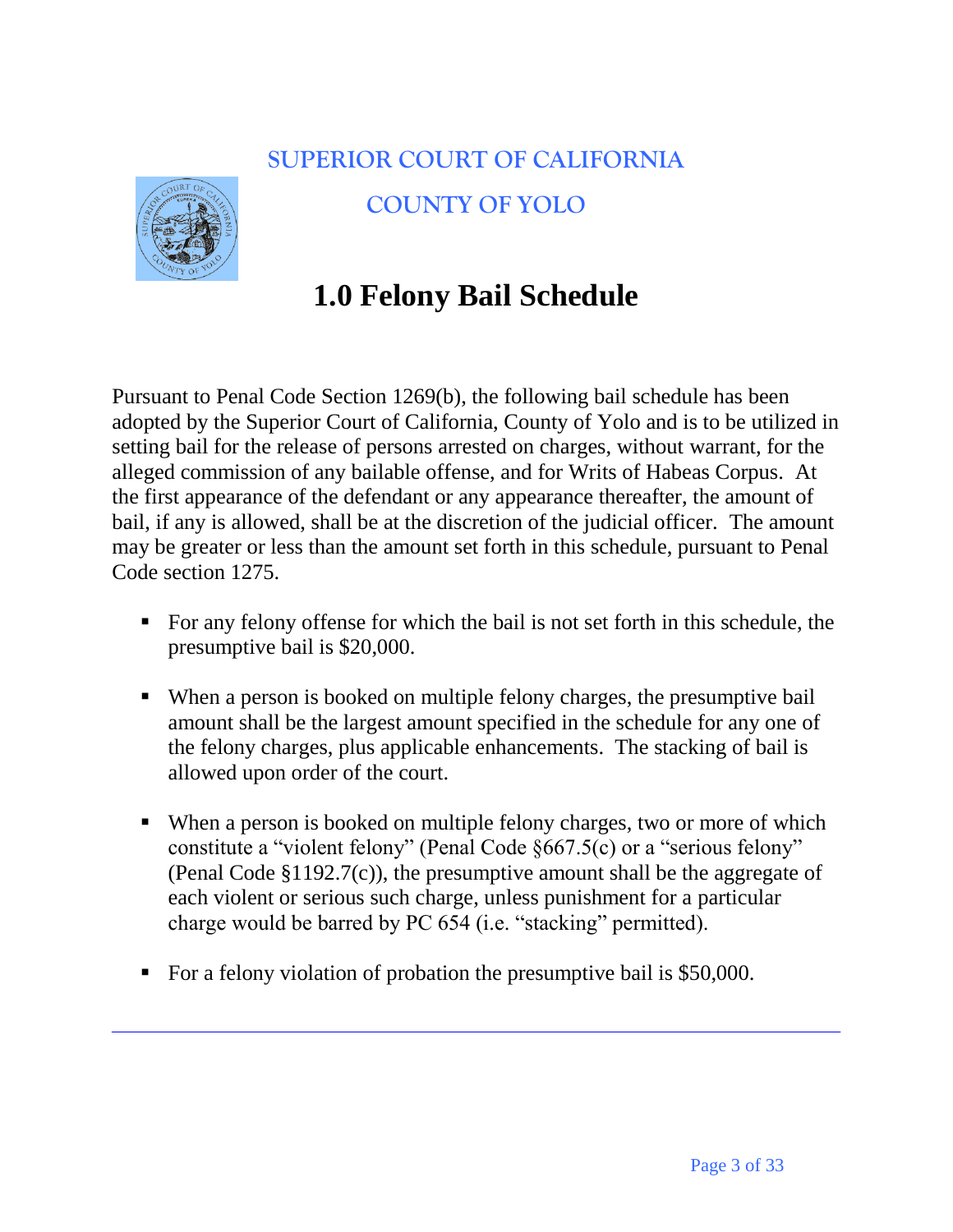# SUPERIOR COURT OF CALIFORNIA

# COUNTY OF YOLO

## 1.0 Felony Bail Schedule

Pursuant to Penal Code Section 1269(b), the following bail schedule has been adopted by the Superior Court of California, County of Yolo and is to be utilized in setting bail for the release of persons arrested on charges, without warrant, for the alleged commission of any bailable offense, and for Writs of Habeas Corpus. At the first appearance of the defendant or any appearance thereafter, the amount of bail, if any is allowed, shall be at the discretion of the judicial officer. The amount may be greater or less than the amount set forth in this schedule, pursuant to Penal Code section 1275.

- For any felony offense for which the bail is not set forth in this schedule, the presumptive bail is $20,000.

- When a person is booked on multiple felony charges, the presumptive bail amount shall be the largest amount specified in the schedule for any one of the felony charges, plus applicable enhancements. The stacking of bail is allowed upon order of the court.

- When a person is booked on multiple felony charges, two or more of which constitute a "violent felony" (Penal Code §667.5(c) or a "serious felony" (Penal Code §1192.7(c)), the presumptive amount shall be the aggregate of each violent or serious such charge, unless punishment for a particular charge would be barred by PC 654 (i.e. "stacking" permitted).

- For a felony violation of probation the presumptive bail is $50,000.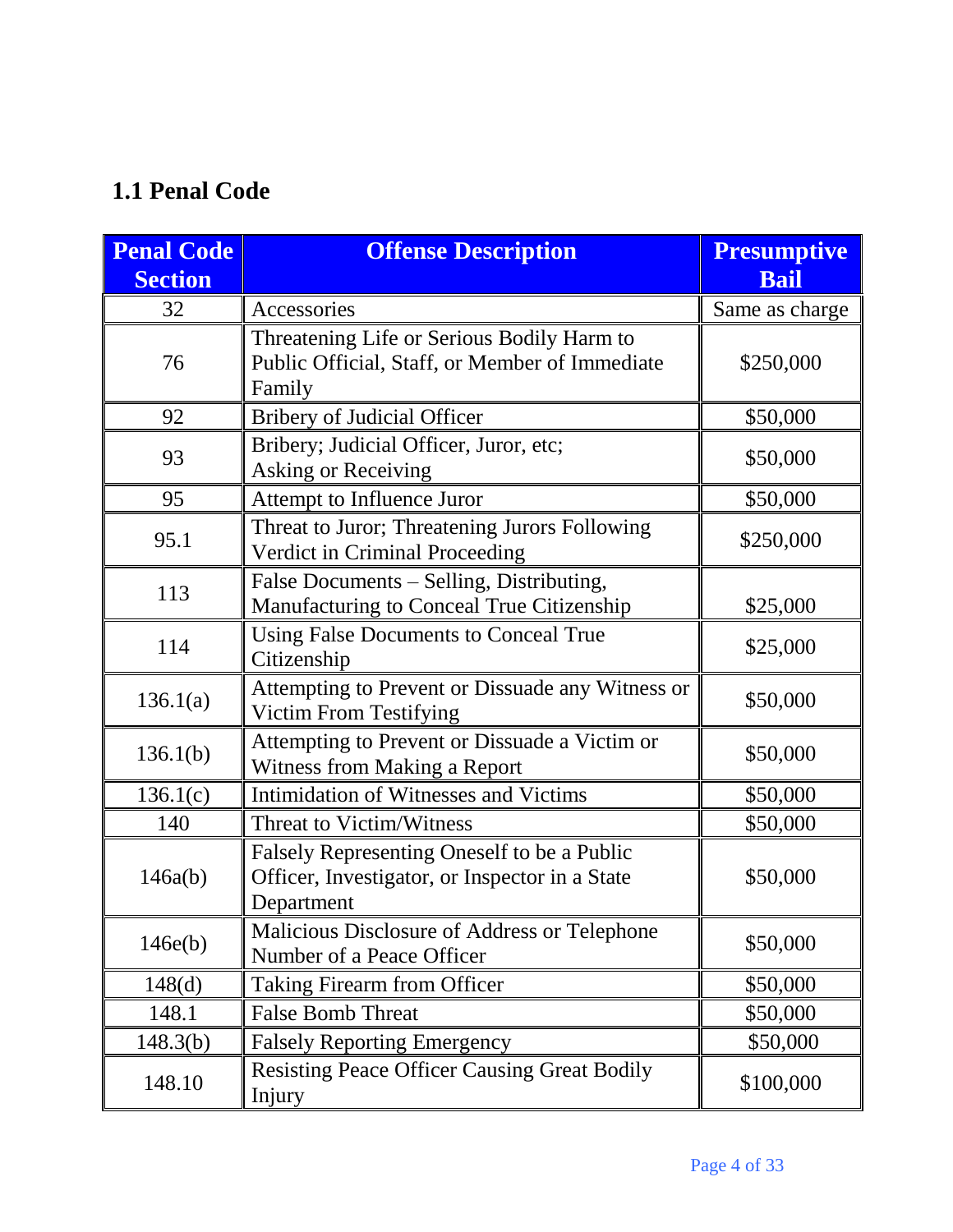## 1.1 Penal Code

| Penal Code Section | Offense Description | Presumptive Bail |
|---|---|---|
| 32 | Accessories | Same as charge |
| 76 | Threatening Life or Serious Bodily Harm to Public Official, Staff, or Member of Immediate Family | $250,000 |
| 92 | Bribery of Judicial Officer | $50,000 |
| 93 | Bribery; Judicial Officer, Juror, etc; Asking or Receiving | $50,000 |
| 95 | Attempt to Influence Juror | $50,000 |
| 95.1 | Threat to Juror; Threatening Jurors Following Verdict in Criminal Proceeding | $250,000 |
| 113 | False Documents – Selling, Distributing, Manufacturing to Conceal True Citizenship | $25,000 |
| 114 | Using False Documents to Conceal True Citizenship | $25,000 |
| 136.1(a) | Attempting to Prevent or Dissuade any Witness or Victim From Testifying | $50,000 |
| 136.1(b) | Attempting to Prevent or Dissuade a Victim or Witness from Making a Report | $50,000 |
| 136.1(c) | Intimidation of Witnesses and Victims | $50,000 |
| 140 | Threat to Victim/Witness | $50,000 |
| 146a(b) | Falsely Representing Oneself to be a Public Officer, Investigator, or Inspector in a State Department | $50,000 |
| 146e(b) | Malicious Disclosure of Address or Telephone Number of a Peace Officer | $50,000 |
| 148(d) | Taking Firearm from Officer | $50,000 |
| 148.1 | False Bomb Threat | $50,000 |
| 148.3(b) | Falsely Reporting Emergency | $50,000 |
| 148.10 | Resisting Peace Officer Causing Great Bodily Injury | $100,000 |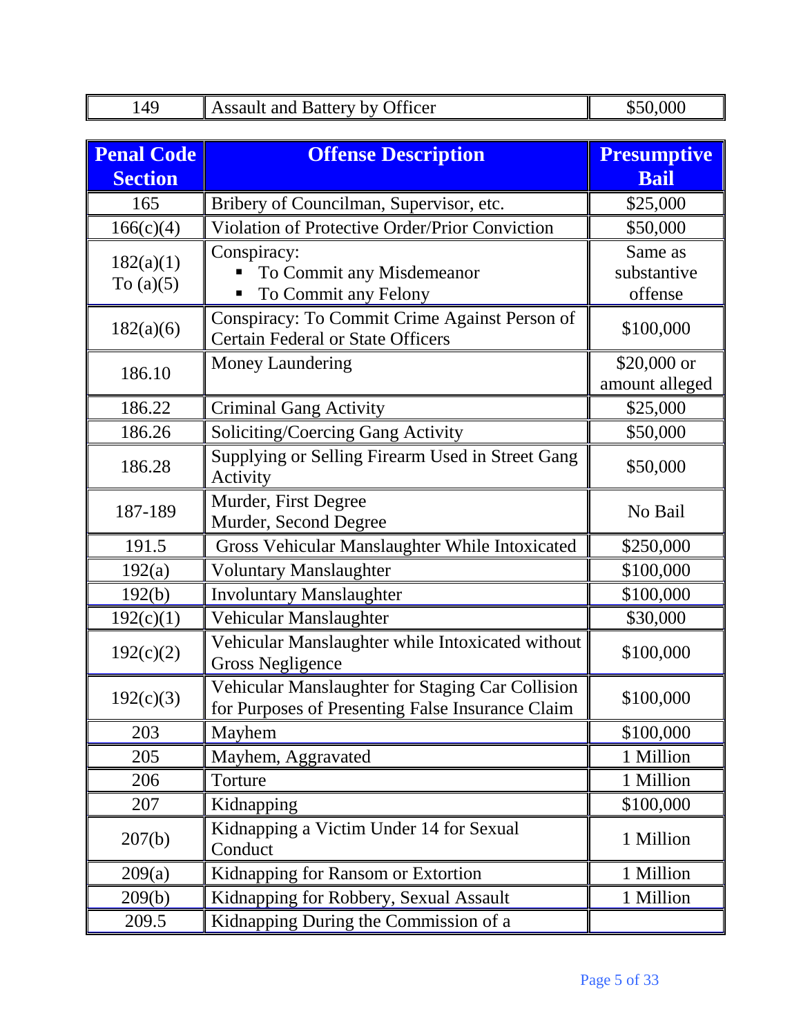| 149 | Assault and Battery by Officer | $50,000 |
|---|---|---|

| Penal Code Section | Offense Description | Presumptive Bail |
|---|---|---|
| 165 | Bribery of Councilman, Supervisor, etc. | $25,000 |
| 166(c)(4) | Violation of Protective Order/Prior Conviction | $50,000 |
| 182(a)(1) To (a)(5) | Conspiracy:<br>▪ To Commit any Misdemeanor<br>▪ To Commit any Felony | Same as substantive offense |
| 182(a)(6) | Conspiracy: To Commit Crime Against Person of Certain Federal or State Officers | $100,000 |
| 186.10 | Money Laundering | $20,000 or amount alleged |
| 186.22 | Criminal Gang Activity | $25,000 |
| 186.26 | Soliciting/Coercing Gang Activity | $50,000 |
| 186.28 | Supplying or Selling Firearm Used in Street Gang Activity | $50,000 |
| 187-189 | Murder, First Degree<br>Murder, Second Degree | No Bail |
| 191.5 | Gross Vehicular Manslaughter While Intoxicated | $250,000 |
| 192(a) | Voluntary Manslaughter | $100,000 |
| 192(b) | Involuntary Manslaughter | $100,000 |
| 192(c)(1) | Vehicular Manslaughter | $30,000 |
| 192(c)(2) | Vehicular Manslaughter while Intoxicated without Gross Negligence | $100,000 |
| 192(c)(3) | Vehicular Manslaughter for Staging Car Collision for Purposes of Presenting False Insurance Claim | $100,000 |
| 203 | Mayhem | $100,000 |
| 205 | Mayhem, Aggravated | 1 Million |
| 206 | Torture | 1 Million |
| 207 | Kidnapping | $100,000 |
| 207(b) | Kidnapping a Victim Under 14 for Sexual Conduct | 1 Million |
| 209(a) | Kidnapping for Ransom or Extortion | 1 Million |
| 209(b) | Kidnapping for Robbery, Sexual Assault | 1 Million |
| 209.5 | Kidnapping During the Commission of a | |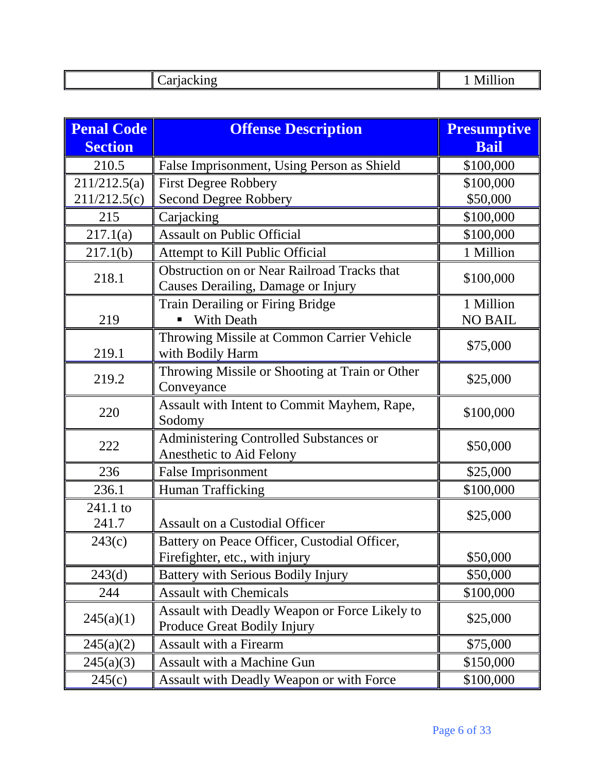| | Carjacking | 1 Million |
|---|---|---|

| Penal Code Section | Offense Description | Presumptive Bail |
|---|---|---|
| 210.5 | False Imprisonment, Using Person as Shield | $100,000 |
| 211/212.5(a)<br>211/212.5(c) | First Degree Robbery<br>Second Degree Robbery | $100,000<br>$50,000 |
| 215 | Carjacking | $100,000 |
| 217.1(a) | Assault on Public Official | $100,000 |
| 217.1(b) | Attempt to Kill Public Official | 1 Million |
| 218.1 | Obstruction on or Near Railroad Tracks that Causes Derailing, Damage or Injury | $100,000 |
| 219 | Train Derailing or Firing Bridge<br>▪ With Death | 1 Million<br>NO BAIL |
| 219.1 | Throwing Missile at Common Carrier Vehicle with Bodily Harm | $75,000 |
| 219.2 | Throwing Missile or Shooting at Train or Other Conveyance | $25,000 |
| 220 | Assault with Intent to Commit Mayhem, Rape, Sodomy | $100,000 |
| 222 | Administering Controlled Substances or Anesthetic to Aid Felony | $50,000 |
| 236 | False Imprisonment | $25,000 |
| 236.1 | Human Trafficking | $100,000 |
| 241.1 to 241.7 | Assault on a Custodial Officer | $25,000 |
| 243(c) | Battery on Peace Officer, Custodial Officer, Firefighter, etc., with injury | $50,000 |
| 243(d) | Battery with Serious Bodily Injury | $50,000 |
| 244 | Assault with Chemicals | $100,000 |
| 245(a)(1) | Assault with Deadly Weapon or Force Likely to Produce Great Bodily Injury | $25,000 |
| 245(a)(2) | Assault with a Firearm | $75,000 |
| 245(a)(3) | Assault with a Machine Gun | $150,000 |
| 245(c) | Assault with Deadly Weapon or with Force | $100,000 |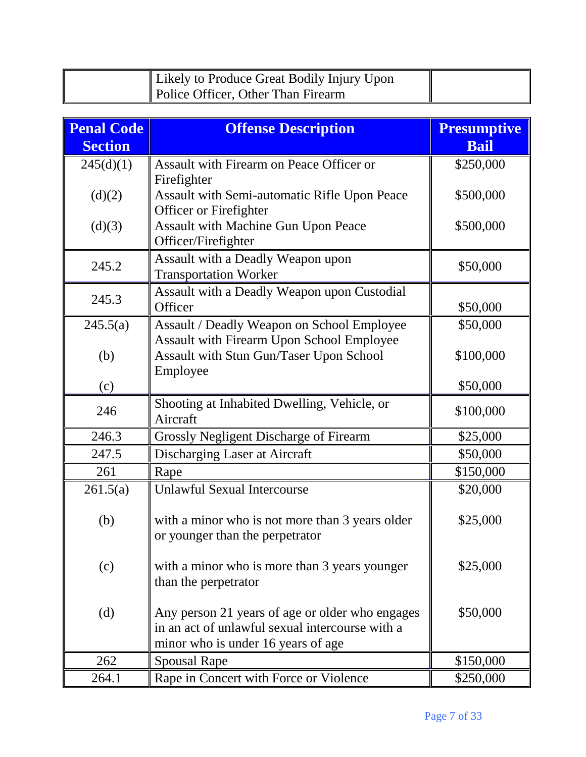| | Likely to Produce Great Bodily Injury Upon Police Officer, Other Than Firearm | |
|---|---|---|

| Penal Code Section | Offense Description | Presumptive Bail |
|---|---|---|
| 245(d)(1) | Assault with Firearm on Peace Officer or Firefighter | $250,000 |
| (d)(2) | Assault with Semi-automatic Rifle Upon Peace Officer or Firefighter | $500,000 |
| (d)(3) | Assault with Machine Gun Upon Peace Officer/Firefighter | $500,000 |
| 245.2 | Assault with a Deadly Weapon upon Transportation Worker | $50,000 |
| 245.3 | Assault with a Deadly Weapon upon Custodial Officer | $50,000 |
| 245.5(a) | Assault / Deadly Weapon on School Employee | $50,000 |
| (b) | Assault with Firearm Upon School Employee | $100,000 |
| (c) | Assault with Stun Gun/Taser Upon School Employee | $50,000 |
| 246 | Shooting at Inhabited Dwelling, Vehicle, or Aircraft | $100,000 |
| 246.3 | Grossly Negligent Discharge of Firearm | $25,000 |
| 247.5 | Discharging Laser at Aircraft | $50,000 |
| 261 | Rape | $150,000 |
| 261.5(a) | Unlawful Sexual Intercourse | $20,000 |
| (b) | with a minor who is not more than 3 years older or younger than the perpetrator | $25,000 |
| (c) | with a minor who is more than 3 years younger than the perpetrator | $25,000 |
| (d) | Any person 21 years of age or older who engages in an act of unlawful sexual intercourse with a minor who is under 16 years of age | $50,000 |
| 262 | Spousal Rape | $150,000 |
| 264.1 | Rape in Concert with Force or Violence | $250,000 |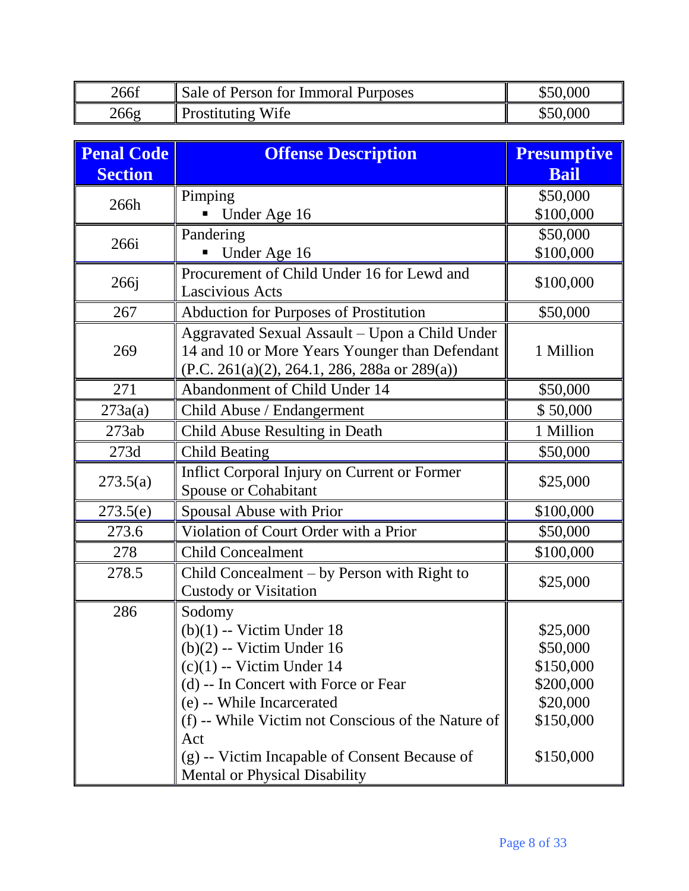| Penal Code Section | Offense Description | Presumptive Bail |
|---|---|---|
| 266f | Sale of Person for Immoral Purposes | $50,000 |
| 266g | Prostituting Wife | $50,000 |
| 266h | Pimping<br>▪ Under Age 16 | $50,000<br>$100,000 |
| 266i | Pandering<br>▪ Under Age 16 | $50,000<br>$100,000 |
| 266j | Procurement of Child Under 16 for Lewd and Lascivious Acts | $100,000 |
| 267 | Abduction for Purposes of Prostitution | $50,000 |
| 269 | Aggravated Sexual Assault – Upon a Child Under 14 and 10 or More Years Younger than Defendant (P.C. 261(a)(2), 264.1, 286, 288a or 289(a)) | 1 Million |
| 271 | Abandonment of Child Under 14 | $50,000 |
| 273a(a) | Child Abuse / Endangerment | $ 50,000 |
| 273ab | Child Abuse Resulting in Death | 1 Million |
| 273d | Child Beating | $50,000 |
| 273.5(a) | Inflict Corporal Injury on Current or Former Spouse or Cohabitant | $25,000 |
| 273.5(e) | Spousal Abuse with Prior | $100,000 |
| 273.6 | Violation of Court Order with a Prior | $50,000 |
| 278 | Child Concealment | $100,000 |
| 278.5 | Child Concealment – by Person with Right to Custody or Visitation | $25,000 |
| 286 | Sodomy<br>(b)(1) -- Victim Under 18<br>(b)(2) -- Victim Under 16<br>(c)(1) -- Victim Under 14<br>(d) -- In Concert with Force or Fear<br>(e) -- While Incarcerated<br>(f) -- While Victim not Conscious of the Nature of Act<br>(g) -- Victim Incapable of Consent Because of Mental or Physical Disability | <br>$25,000<br>$50,000<br>$150,000<br>$200,000<br>$20,000<br>$150,000<br><br>$150,000 |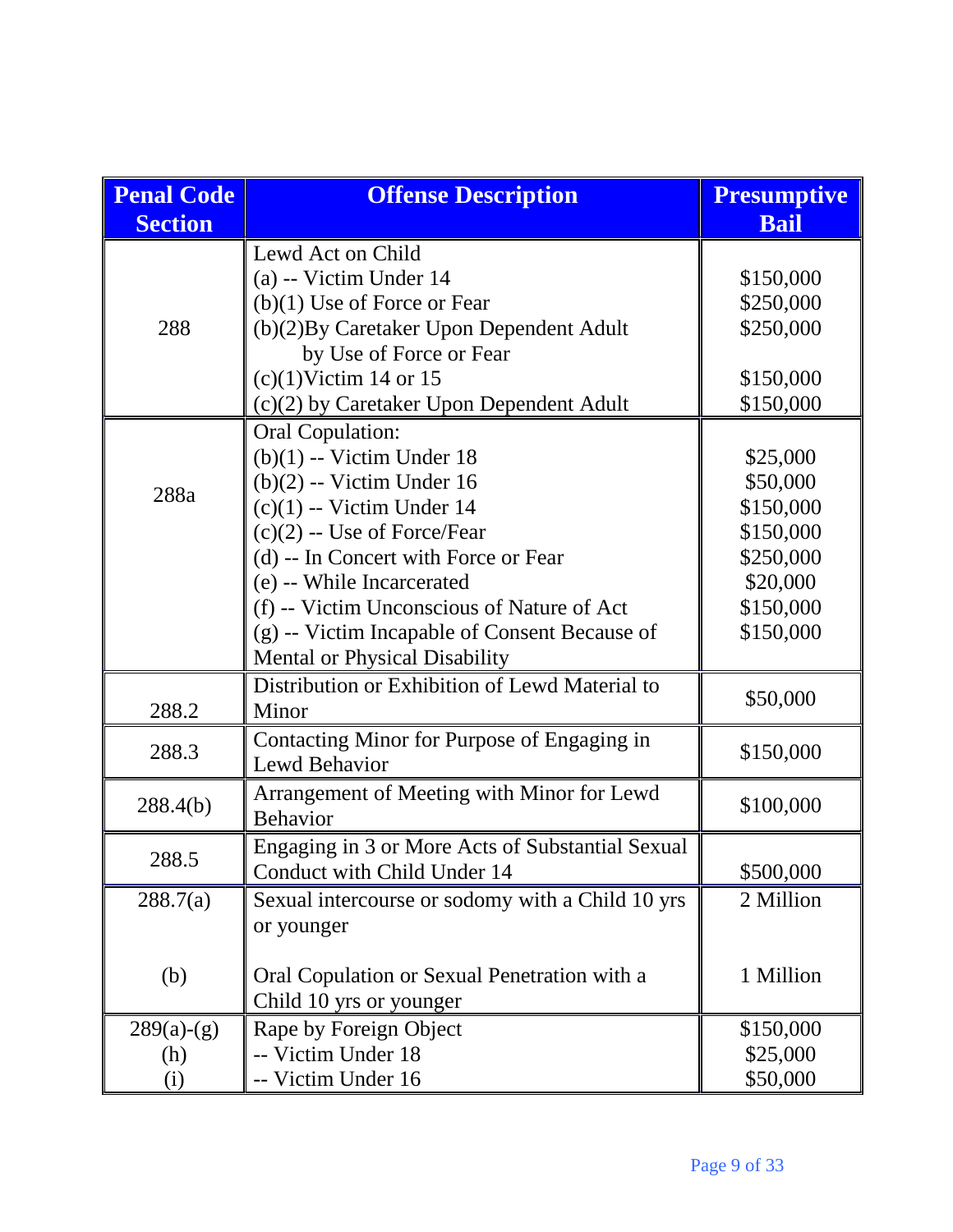| Penal Code Section | Offense Description | Presumptive Bail |
|---|---|---|
| 288 | Lewd Act on Child<br>(a) -- Victim Under 14<br>(b)(1) Use of Force or Fear<br>(b)(2)By Caretaker Upon Dependent Adult by Use of Force or Fear<br>(c)(1)Victim 14 or 15<br>(c)(2) by Caretaker Upon Dependent Adult | <br>$150,000<br>$250,000<br>$250,000<br>$150,000<br>$150,000 |
| 288a | Oral Copulation:<br>(b)(1) -- Victim Under 18<br>(b)(2) -- Victim Under 16<br>(c)(1) -- Victim Under 14<br>(c)(2) -- Use of Force/Fear<br>(d) -- In Concert with Force or Fear<br>(e) -- While Incarcerated<br>(f) -- Victim Unconscious of Nature of Act<br>(g) -- Victim Incapable of Consent Because of Mental or Physical Disability | <br>$25,000<br>$50,000<br>$150,000<br>$150,000<br>$250,000<br>$20,000<br>$150,000<br>$150,000 |
| 288.2 | Distribution or Exhibition of Lewd Material to Minor | $50,000 |
| 288.3 | Contacting Minor for Purpose of Engaging in Lewd Behavior | $150,000 |
| 288.4(b) | Arrangement of Meeting with Minor for Lewd Behavior | $100,000 |
| 288.5 | Engaging in 3 or More Acts of Substantial Sexual Conduct with Child Under 14 | $500,000 |
| 288.7(a)<br><br>(b) | Sexual intercourse or sodomy with a Child 10 yrs or younger<br><br>Oral Copulation or Sexual Penetration with a Child 10 yrs or younger | 2 Million<br><br>1 Million |
| 289(a)-(g)<br>(h)<br>(i) | Rape by Foreign Object<br>-- Victim Under 18<br>-- Victim Under 16 | $150,000<br>$25,000<br>$50,000 |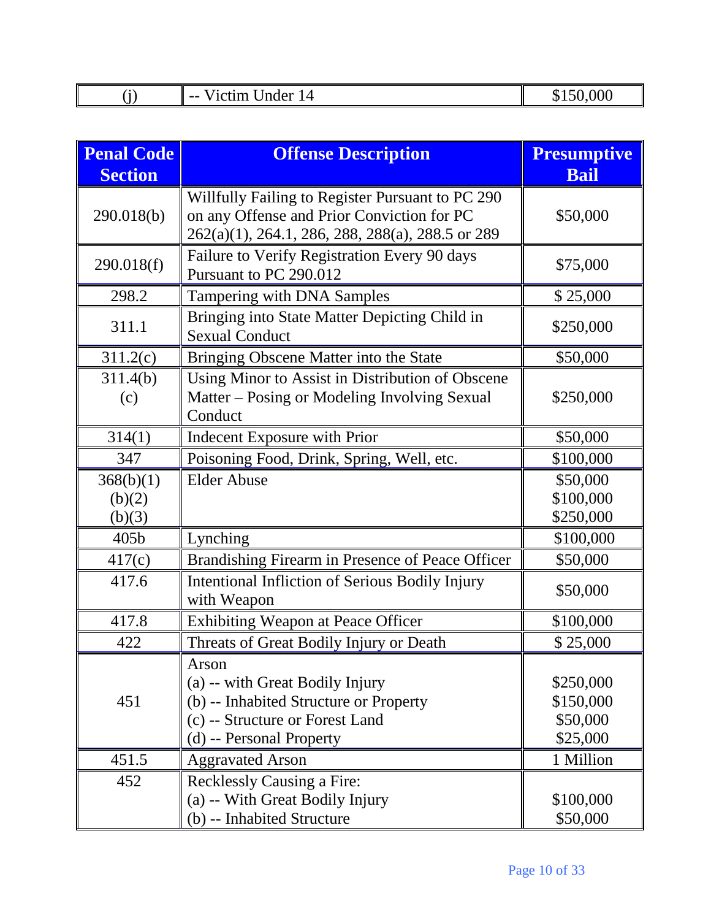| (j) | -- Victim Under 14 | $150,000 |
|---|---|---|

| Penal Code Section | Offense Description | Presumptive Bail |
|---|---|---|
| 290.018(b) | Willfully Failing to Register Pursuant to PC 290 on any Offense and Prior Conviction for PC 262(a)(1), 264.1, 286, 288, 288(a), 288.5 or 289 | $50,000 |
| 290.018(f) | Failure to Verify Registration Every 90 days Pursuant to PC 290.012 | $75,000 |
| 298.2 | Tampering with DNA Samples | $ 25,000 |
| 311.1 | Bringing into State Matter Depicting Child in Sexual Conduct | $250,000 |
| 311.2(c) | Bringing Obscene Matter into the State | $50,000 |
| 311.4(b) (c) | Using Minor to Assist in Distribution of Obscene Matter – Posing or Modeling Involving Sexual Conduct | $250,000 |
| 314(1) | Indecent Exposure with Prior | $50,000 |
| 347 | Poisoning Food, Drink, Spring, Well, etc. | $100,000 |
| 368(b)(1)<br>(b)(2)<br>(b)(3) | Elder Abuse | $50,000<br>$100,000<br>$250,000 |
| 405b | Lynching | $100,000 |
| 417(c) | Brandishing Firearm in Presence of Peace Officer | $50,000 |
| 417.6 | Intentional Infliction of Serious Bodily Injury with Weapon | $50,000 |
| 417.8 | Exhibiting Weapon at Peace Officer | $100,000 |
| 422 | Threats of Great Bodily Injury or Death | $ 25,000 |
| 451 | Arson<br>(a) -- with Great Bodily Injury<br>(b) -- Inhabited Structure or Property<br>(c) -- Structure or Forest Land<br>(d) -- Personal Property | <br>$250,000<br>$150,000<br>$50,000<br>$25,000 |
| 451.5 | Aggravated Arson | 1 Million |
| 452 | Recklessly Causing a Fire:<br>(a) -- With Great Bodily Injury<br>(b) -- Inhabited Structure | <br>$100,000<br>$50,000 |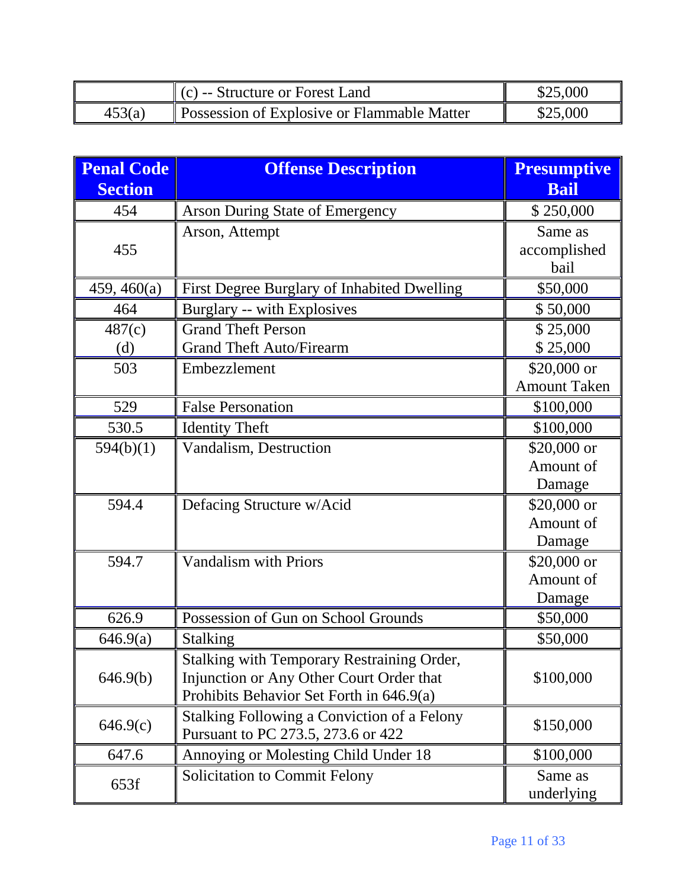| | | |
|---|---|---|
| | (c) -- Structure or Forest Land | $25,000 |
| 453(a) | Possession of Explosive or Flammable Matter | $25,000 |

| Penal Code Section | Offense Description | Presumptive Bail |
|---|---|---|
| 454 | Arson During State of Emergency | $ 250,000 |
| 455 | Arson, Attempt | Same as accomplished bail |
| 459, 460(a) | First Degree Burglary of Inhabited Dwelling | $50,000 |
| 464 | Burglary -- with Explosives | $ 50,000 |
| 487(c)<br>(d) | Grand Theft Person<br>Grand Theft Auto/Firearm | $ 25,000<br>$ 25,000 |
| 503 | Embezzlement | $20,000 or Amount Taken |
| 529 | False Personation | $100,000 |
| 530.5 | Identity Theft | $100,000 |
| 594(b)(1) | Vandalism, Destruction | $20,000 or Amount of Damage |
| 594.4 | Defacing Structure w/Acid | $20,000 or Amount of Damage |
| 594.7 | Vandalism with Priors | $20,000 or Amount of Damage |
| 626.9 | Possession of Gun on School Grounds | $50,000 |
| 646.9(a) | Stalking | $50,000 |
| 646.9(b) | Stalking with Temporary Restraining Order, Injunction or Any Other Court Order that Prohibits Behavior Set Forth in 646.9(a) | $100,000 |
| 646.9(c) | Stalking Following a Conviction of a Felony Pursuant to PC 273.5, 273.6 or 422 | $150,000 |
| 647.6 | Annoying or Molesting Child Under 18 | $100,000 |
| 653f | Solicitation to Commit Felony | Same as underlying |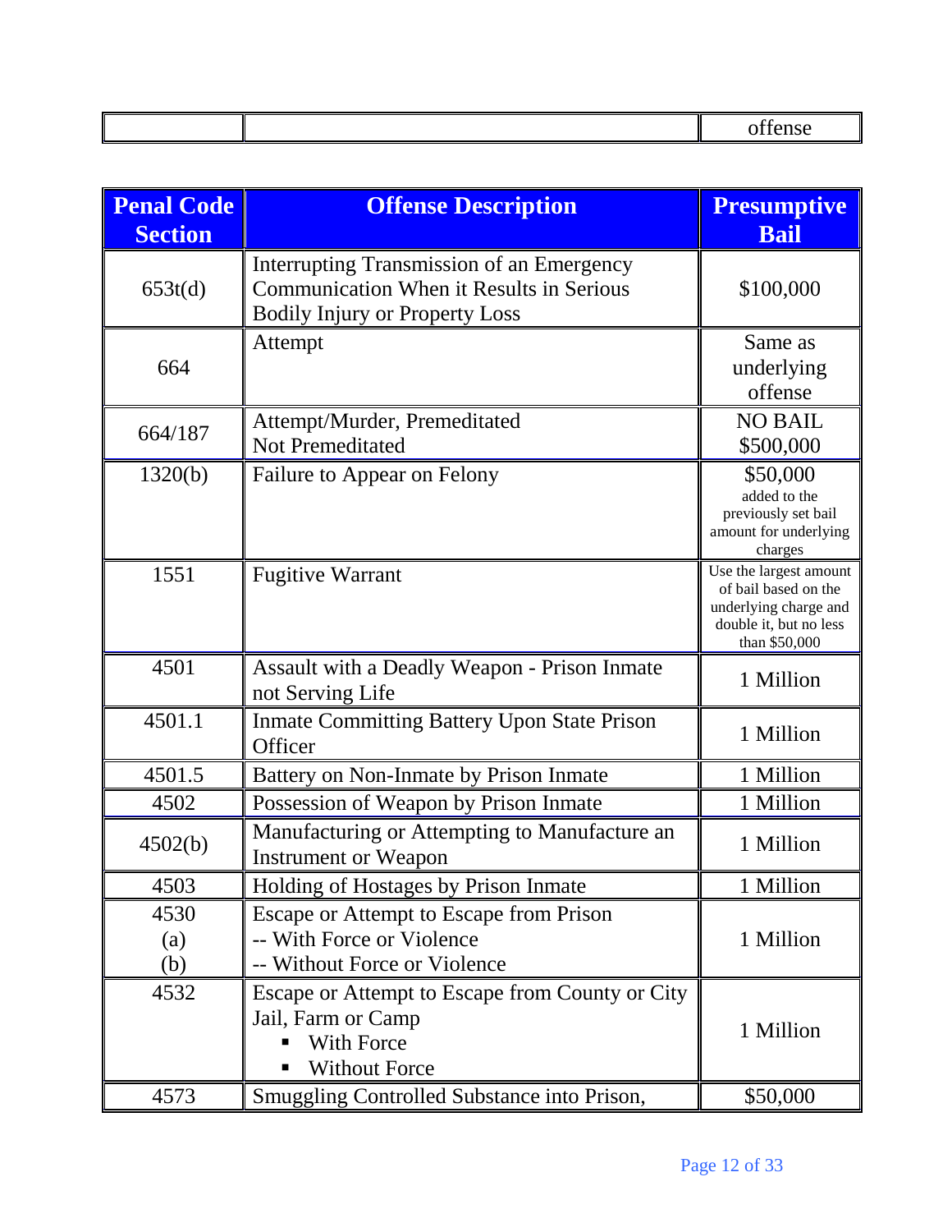| | | offense |
|---|---|---|

| Penal Code Section | Offense Description | Presumptive Bail |
|---|---|---|
| 653t(d) | Interrupting Transmission of an Emergency Communication When it Results in Serious Bodily Injury or Property Loss | $100,000 |
| 664 | Attempt | Same as underlying offense |
| 664/187 | Attempt/Murder, Premeditated<br>Not Premeditated | NO BAIL<br>$500,000 |
| 1320(b) | Failure to Appear on Felony | $50,000 added to the previously set bail amount for underlying charges |
| 1551 | Fugitive Warrant | Use the largest amount of bail based on the underlying charge and double it, but no less than $50,000 |
| 4501 | Assault with a Deadly Weapon - Prison Inmate not Serving Life | 1 Million |
| 4501.1 | Inmate Committing Battery Upon State Prison Officer | 1 Million |
| 4501.5 | Battery on Non-Inmate by Prison Inmate | 1 Million |
| 4502 | Possession of Weapon by Prison Inmate | 1 Million |
| 4502(b) | Manufacturing or Attempting to Manufacture an Instrument or Weapon | 1 Million |
| 4503 | Holding of Hostages by Prison Inmate | 1 Million |
| 4530<br>(a)<br>(b) | Escape or Attempt to Escape from Prison<br>-- With Force or Violence<br>-- Without Force or Violence | 1 Million |
| 4532 | Escape or Attempt to Escape from County or City Jail, Farm or Camp<br>▪ With Force<br>▪ Without Force | 1 Million |
| 4573 | Smuggling Controlled Substance into Prison, | $50,000 |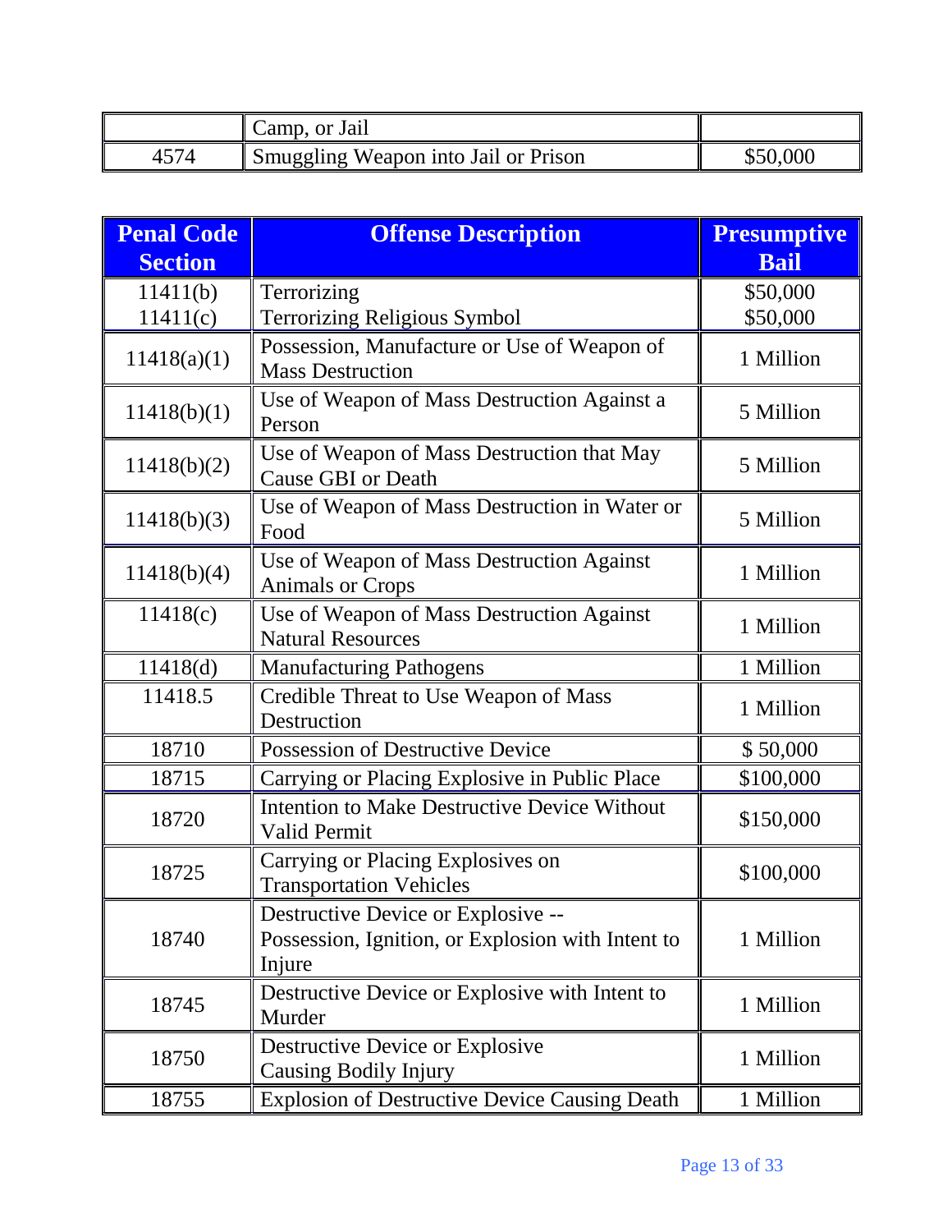|  | Camp, or Jail |  |
|---|---|---|
| 4574 | Smuggling Weapon into Jail or Prison | $50,000 |

| Penal Code Section | Offense Description | Presumptive Bail |
|---|---|---|
| 11411(b)<br>11411(c) | Terrorizing<br>Terrorizing Religious Symbol | $50,000<br>$50,000 |
| 11418(a)(1) | Possession, Manufacture or Use of Weapon of Mass Destruction | 1 Million |
| 11418(b)(1) | Use of Weapon of Mass Destruction Against a Person | 5 Million |
| 11418(b)(2) | Use of Weapon of Mass Destruction that May Cause GBI or Death | 5 Million |
| 11418(b)(3) | Use of Weapon of Mass Destruction in Water or Food | 5 Million |
| 11418(b)(4) | Use of Weapon of Mass Destruction Against Animals or Crops | 1 Million |
| 11418(c) | Use of Weapon of Mass Destruction Against Natural Resources | 1 Million |
| 11418(d) | Manufacturing Pathogens | 1 Million |
| 11418.5 | Credible Threat to Use Weapon of Mass Destruction | 1 Million |
| 18710 | Possession of Destructive Device | $ 50,000 |
| 18715 | Carrying or Placing Explosive in Public Place | $100,000 |
| 18720 | Intention to Make Destructive Device Without Valid Permit | $150,000 |
| 18725 | Carrying or Placing Explosives on Transportation Vehicles | $100,000 |
| 18740 | Destructive Device or Explosive -- Possession, Ignition, or Explosion with Intent to Injure | 1 Million |
| 18745 | Destructive Device or Explosive with Intent to Murder | 1 Million |
| 18750 | Destructive Device or Explosive Causing Bodily Injury | 1 Million |
| 18755 | Explosion of Destructive Device Causing Death | 1 Million |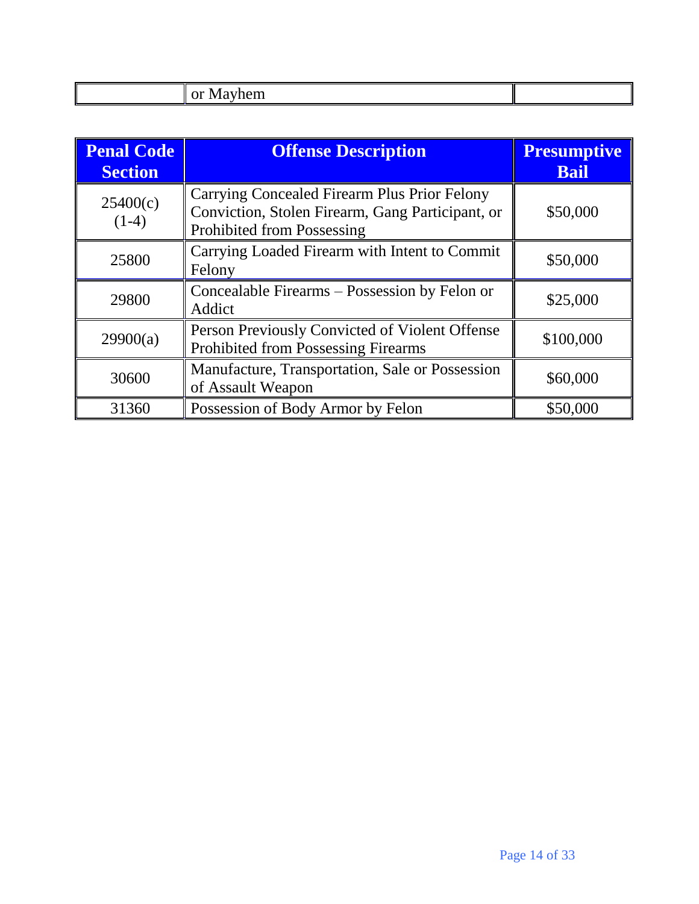| | or Mayhem | |
|---|---|---|

| Penal Code Section | Offense Description | Presumptive Bail |
|---|---|---|
| 25400(c) (1-4) | Carrying Concealed Firearm Plus Prior Felony Conviction, Stolen Firearm, Gang Participant, or Prohibited from Possessing | $50,000 |
| 25800 | Carrying Loaded Firearm with Intent to Commit Felony | $50,000 |
| 29800 | Concealable Firearms – Possession by Felon or Addict | $25,000 |
| 29900(a) | Person Previously Convicted of Violent Offense Prohibited from Possessing Firearms | $100,000 |
| 30600 | Manufacture, Transportation, Sale or Possession of Assault Weapon | $60,000 |
| 31360 | Possession of Body Armor by Felon | $50,000 |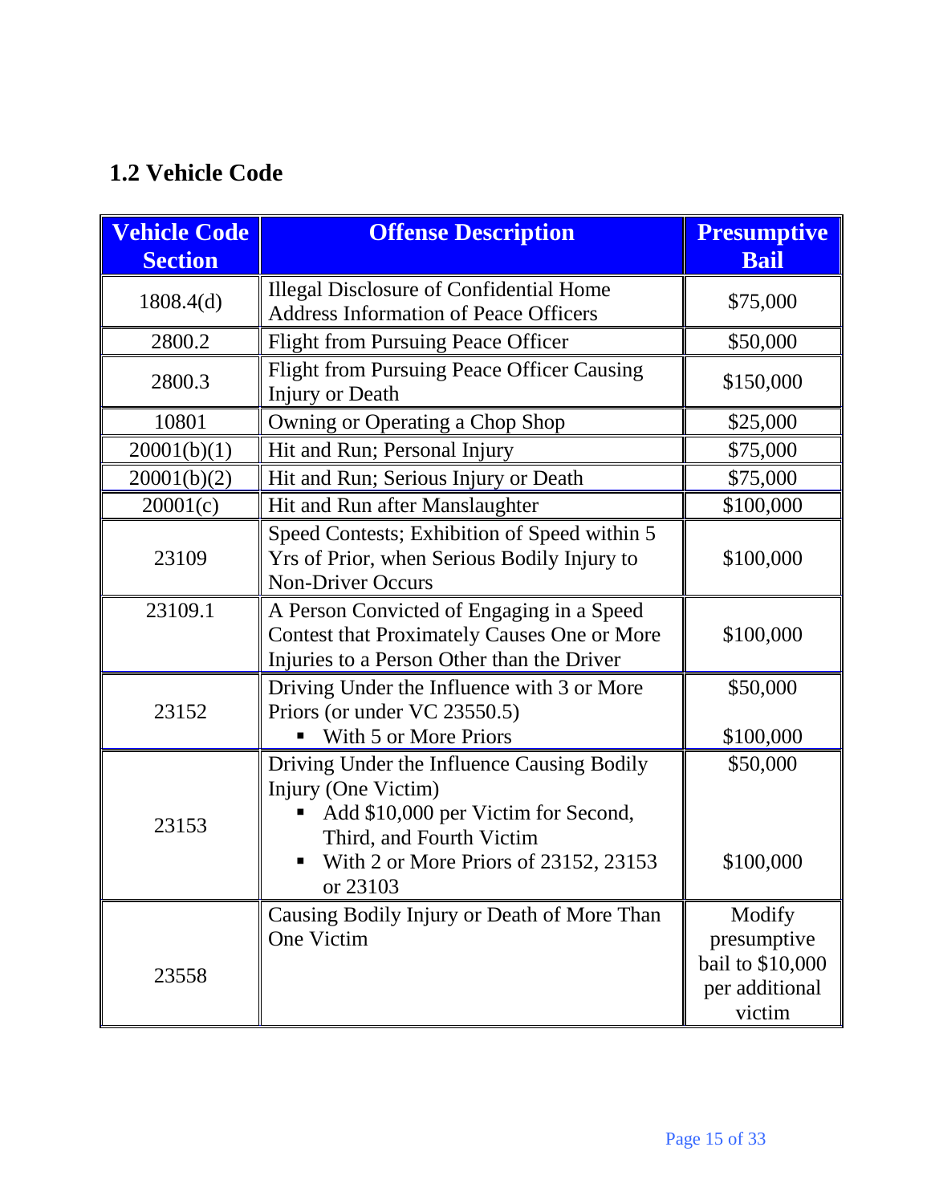## 1.2 Vehicle Code

| Vehicle Code Section | Offense Description | Presumptive Bail |
| --- | --- | --- |
| 1808.4(d) | Illegal Disclosure of Confidential Home Address Information of Peace Officers | $75,000 |
| 2800.2 | Flight from Pursuing Peace Officer | $50,000 |
| 2800.3 | Flight from Pursuing Peace Officer Causing Injury or Death | $150,000 |
| 10801 | Owning or Operating a Chop Shop | $25,000 |
| 20001(b)(1) | Hit and Run; Personal Injury | $75,000 |
| 20001(b)(2) | Hit and Run; Serious Injury or Death | $75,000 |
| 20001(c) | Hit and Run after Manslaughter | $100,000 |
| 23109 | Speed Contests; Exhibition of Speed within 5 Yrs of Prior, when Serious Bodily Injury to Non-Driver Occurs | $100,000 |
| 23109.1 | A Person Convicted of Engaging in a Speed Contest that Proximately Causes One or More Injuries to a Person Other than the Driver | $100,000 |
| 23152 | Driving Under the Influence with 3 or More Priors (or under VC 23550.5)<br>▪ With 5 or More Priors | $50,000<br><br>$100,000 |
| 23153 | Driving Under the Influence Causing Bodily Injury (One Victim)<br>▪ Add $10,000 per Victim for Second, Third, and Fourth Victim<br>▪ With 2 or More Priors of 23152, 23153 or 23103 | $50,000<br><br><br>$100,000 |
| 23558 | Causing Bodily Injury or Death of More Than One Victim | Modify presumptive bail to $10,000 per additional victim |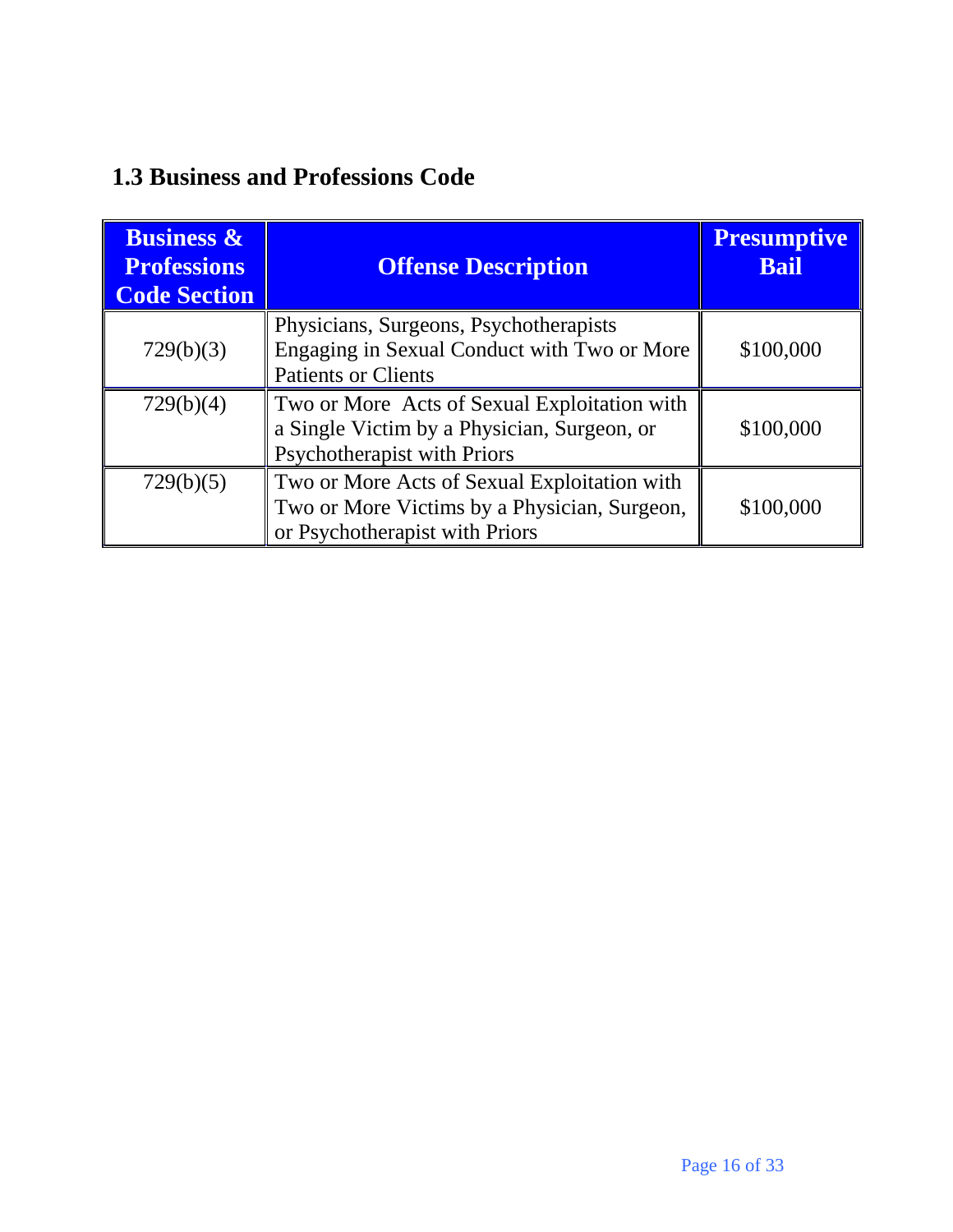## 1.3 Business and Professions Code

| Business & Professions Code Section | Offense Description | Presumptive Bail |
|---|---|---|
| 729(b)(3) | Physicians, Surgeons, Psychotherapists Engaging in Sexual Conduct with Two or More Patients or Clients | $100,000 |
| 729(b)(4) | Two or More Acts of Sexual Exploitation with a Single Victim by a Physician, Surgeon, or Psychotherapist with Priors | $100,000 |
| 729(b)(5) | Two or More Acts of Sexual Exploitation with Two or More Victims by a Physician, Surgeon, or Psychotherapist with Priors | $100,000 |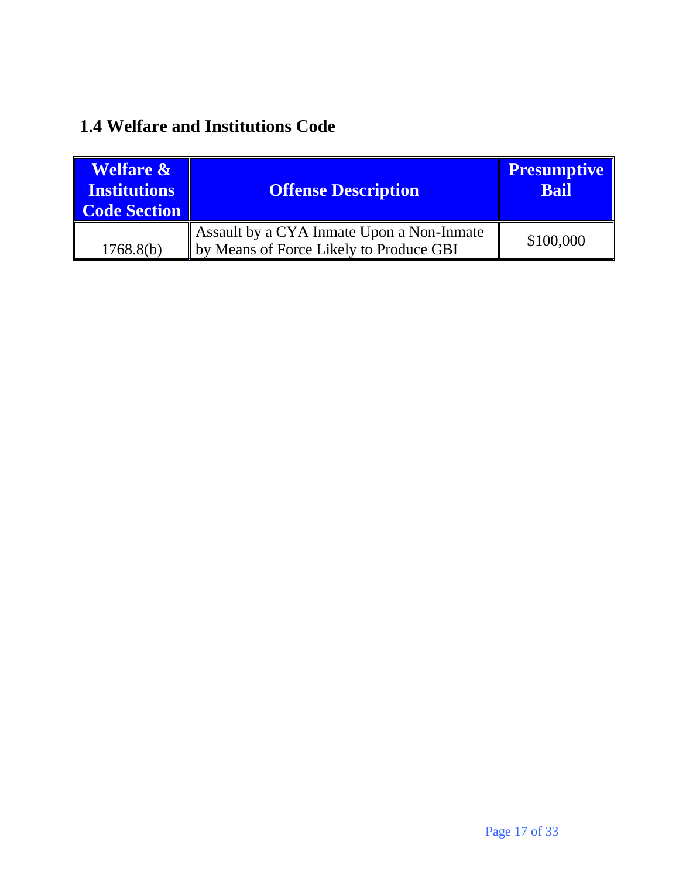## 1.4 Welfare and Institutions Code

| Welfare & Institutions Code Section | Offense Description | Presumptive Bail |
|---|---|---|
| 1768.8(b) | Assault by a CYA Inmate Upon a Non-Inmate by Means of Force Likely to Produce GBI | $100,000 |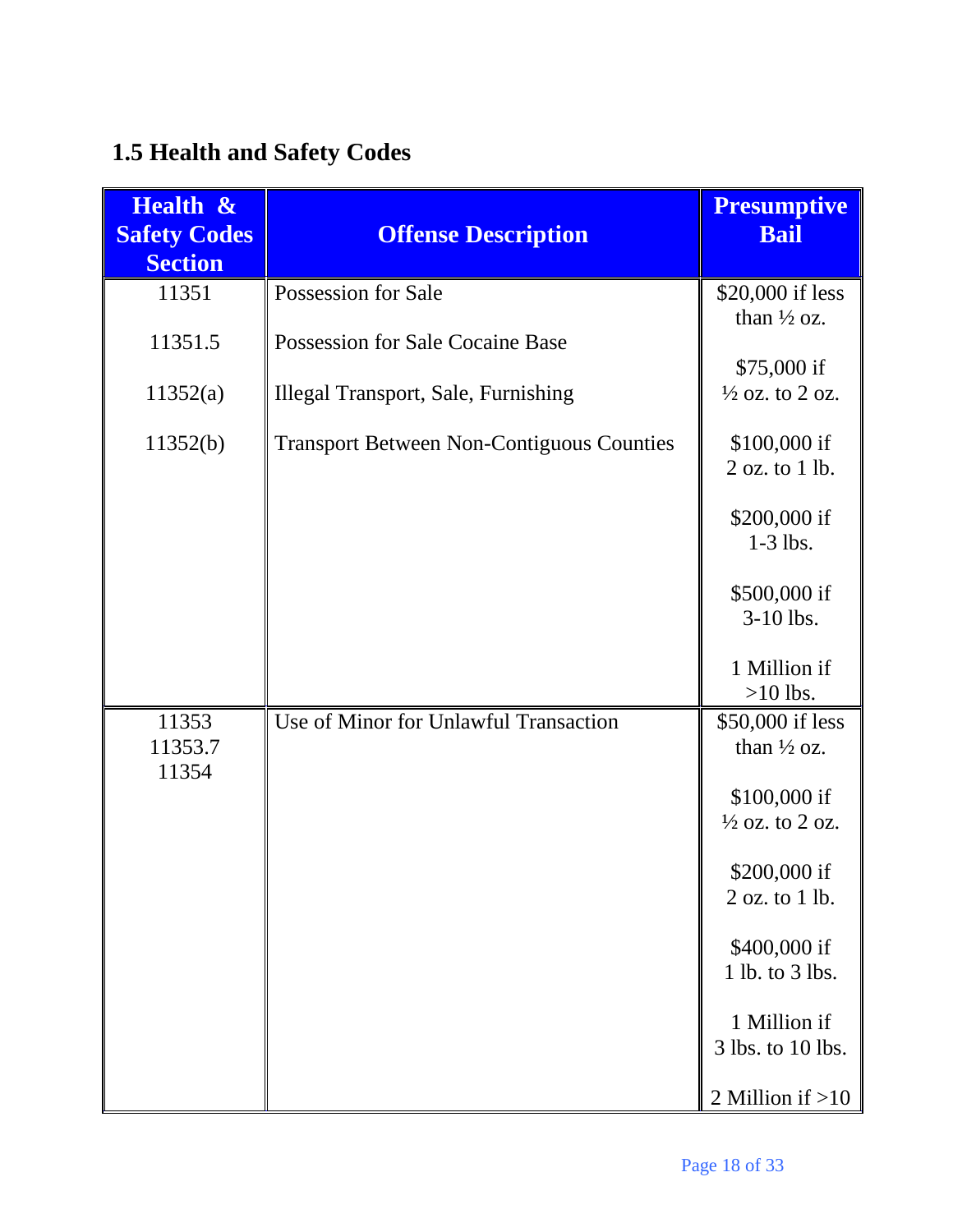## 1.5 Health and Safety Codes

| Health & Safety Codes Section | Offense Description | Presumptive Bail |
|---|---|---|
| 11351<br><br>11351.5<br><br>11352(a)<br><br>11352(b) | Possession for Sale<br><br>Possession for Sale Cocaine Base<br><br>Illegal Transport, Sale, Furnishing<br><br>Transport Between Non-Contiguous Counties | $20,000 if less than ½ oz.<br><br>$75,000 if ½ oz. to 2 oz.<br><br>$100,000 if 2 oz. to 1 lb.<br><br>$200,000 if 1-3 lbs.<br><br>$500,000 if 3-10 lbs.<br><br>1 Million if >10 lbs. |
| 11353<br>11353.7<br>11354 | Use of Minor for Unlawful Transaction | $50,000 if less than ½ oz.<br><br>$100,000 if ½ oz. to 2 oz.<br><br>$200,000 if 2 oz. to 1 lb.<br><br>$400,000 if 1 lb. to 3 lbs.<br><br>1 Million if 3 lbs. to 10 lbs.<br><br>2 Million if >10 |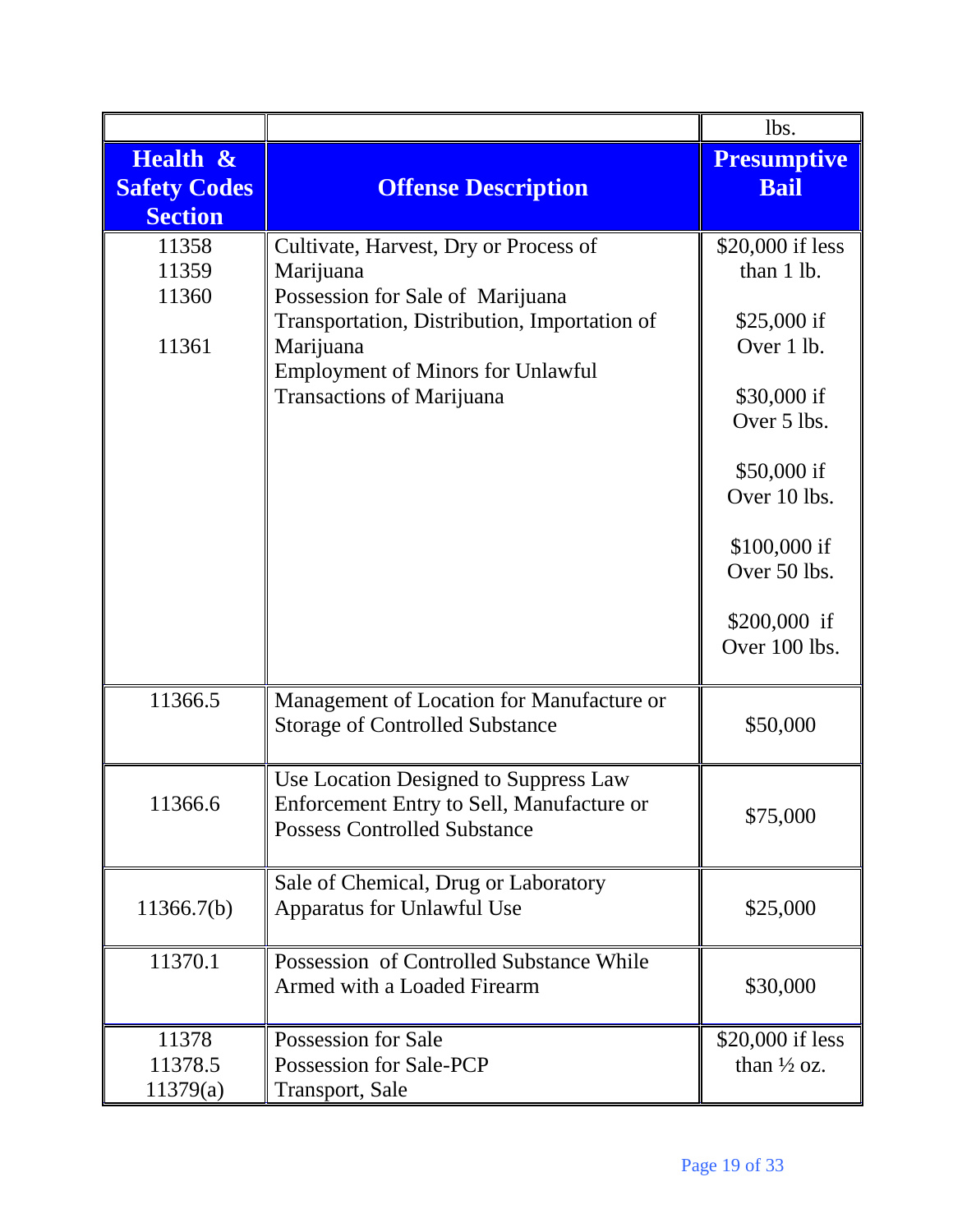| | | lbs. |
|---|---|---|
| **Health & Safety Codes Section** | **Offense Description** | **Presumptive Bail** |
| 11358<br>11359<br>11360<br><br>11361 | Cultivate, Harvest, Dry or Process of Marijuana<br>Possession for Sale of Marijuana<br>Transportation, Distribution, Importation of Marijuana<br>Employment of Minors for Unlawful Transactions of Marijuana | $20,000 if less than 1 lb.<br><br>$25,000 if Over 1 lb.<br><br>$30,000 if Over 5 lbs.<br><br>$50,000 if Over 10 lbs.<br><br>$100,000 if Over 50 lbs.<br><br>$200,000 if Over 100 lbs. |
| 11366.5 | Management of Location for Manufacture or Storage of Controlled Substance | $50,000 |
| 11366.6 | Use Location Designed to Suppress Law Enforcement Entry to Sell, Manufacture or Possess Controlled Substance | $75,000 |
| 11366.7(b) | Sale of Chemical, Drug or Laboratory Apparatus for Unlawful Use | $25,000 |
| 11370.1 | Possession of Controlled Substance While Armed with a Loaded Firearm | $30,000 |
| 11378<br>11378.5<br>11379(a) | Possession for Sale<br>Possession for Sale-PCP<br>Transport, Sale | $20,000 if less than ½ oz. |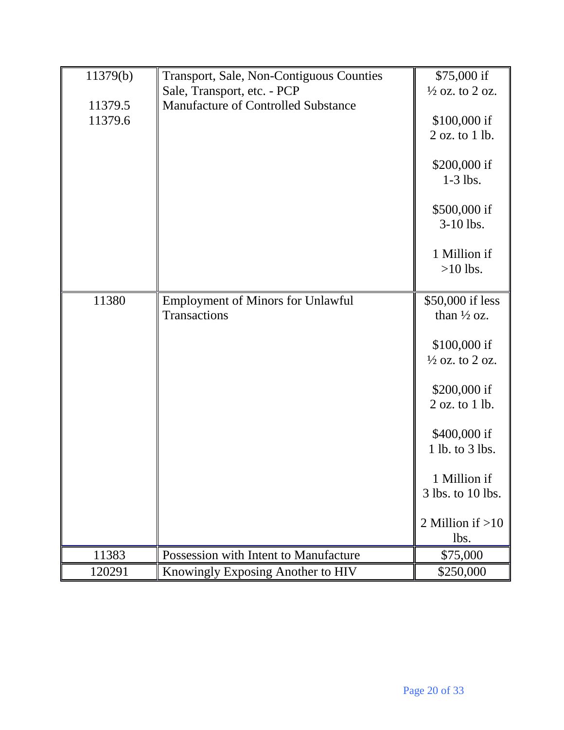| | | |
|---|---|---|
| 11379(b)<br><br>11379.5<br>11379.6 | Transport, Sale, Non-Contiguous Counties<br>Sale, Transport, etc. - PCP<br>Manufacture of Controlled Substance | \$75,000 if ½ oz. to 2 oz.<br><br>\$100,000 if 2 oz. to 1 lb.<br><br>\$200,000 if 1-3 lbs.<br><br>\$500,000 if 3-10 lbs.<br><br>1 Million if >10 lbs. |
| 11380 | Employment of Minors for Unlawful Transactions | \$50,000 if less than ½ oz.<br><br>\$100,000 if ½ oz. to 2 oz.<br><br>\$200,000 if 2 oz. to 1 lb.<br><br>\$400,000 if 1 lb. to 3 lbs.<br><br>1 Million if 3 lbs. to 10 lbs.<br><br>2 Million if >10 lbs. |
| 11383 | Possession with Intent to Manufacture | \$75,000 |
| 120291 | Knowingly Exposing Another to HIV | \$250,000 |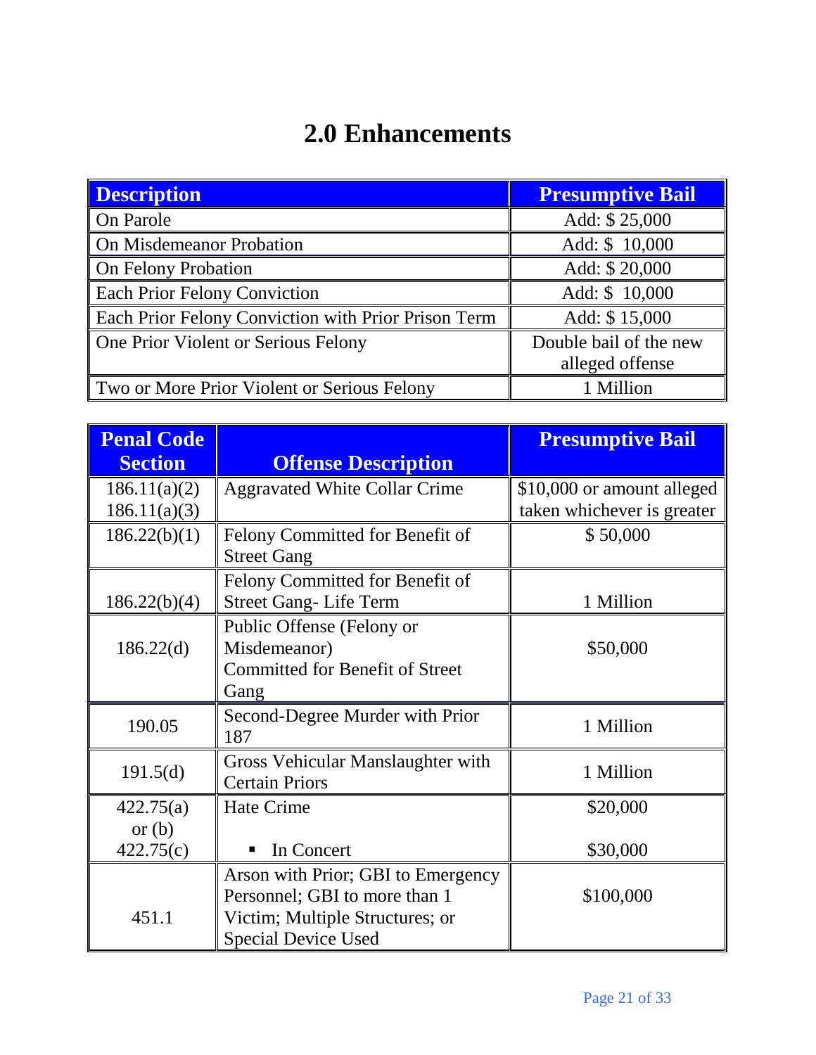# 2.0 Enhancements

| Description | Presumptive Bail |
|---|---|
| On Parole | Add: $ 25,000 |
| On Misdemeanor Probation | Add: $ 10,000 |
| On Felony Probation | Add: $ 20,000 |
| Each Prior Felony Conviction | Add: $ 10,000 |
| Each Prior Felony Conviction with Prior Prison Term | Add: $ 15,000 |
| One Prior Violent or Serious Felony | Double bail of the new alleged offense |
| Two or More Prior Violent or Serious Felony | 1 Million |

| Penal Code Section | Offense Description | Presumptive Bail |
|---|---|---|
| 186.11(a)(2) 186.11(a)(3) | Aggravated White Collar Crime | $10,000 or amount alleged taken whichever is greater |
| 186.22(b)(1) | Felony Committed for Benefit of Street Gang | $ 50,000 |
| 186.22(b)(4) | Felony Committed for Benefit of Street Gang- Life Term | 1 Million |
| 186.22(d) | Public Offense (Felony or Misdemeanor) Committed for Benefit of Street Gang | $50,000 |
| 190.05 | Second-Degree Murder with Prior 187 | 1 Million |
| 191.5(d) | Gross Vehicular Manslaughter with Certain Priors | 1 Million |
| 422.75(a) or (b) | Hate Crime | $20,000 |
| 422.75(c) | ▪ In Concert | $30,000 |
| 451.1 | Arson with Prior; GBI to Emergency Personnel; GBI to more than 1 Victim; Multiple Structures; or Special Device Used | $100,000 |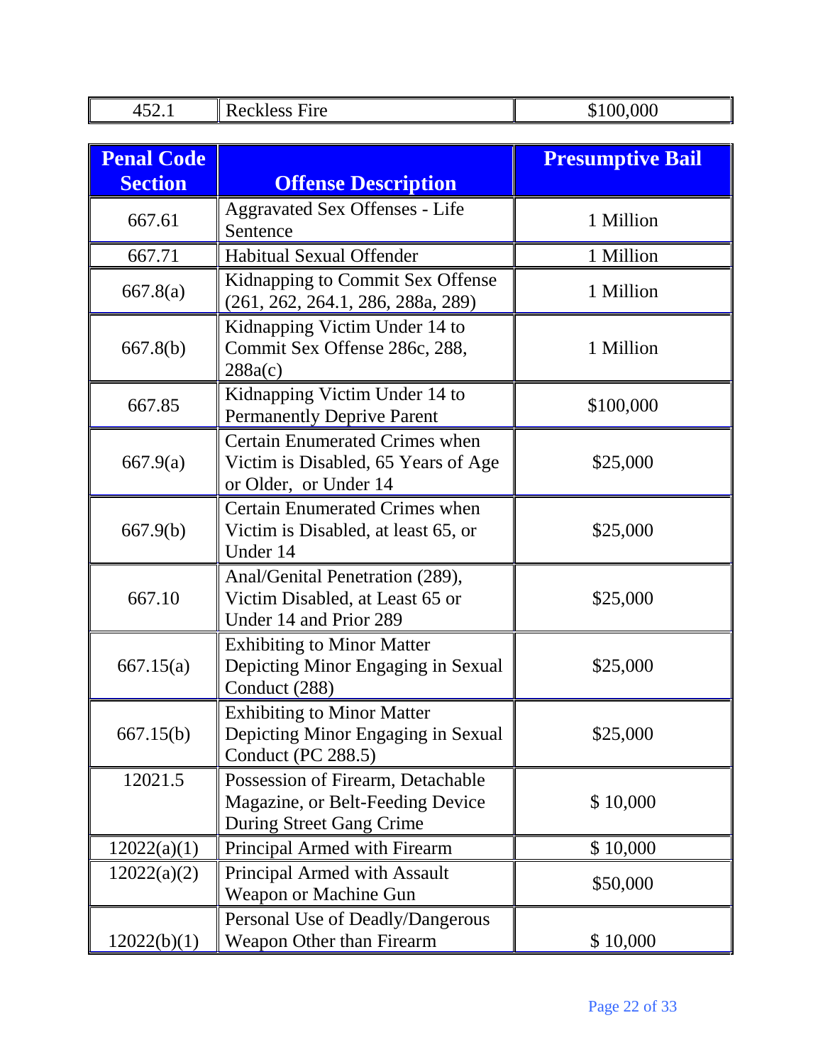| 452.1 | Reckless Fire | $100,000 |
|---|---|---|

| Penal Code Section | Offense Description | Presumptive Bail |
|---|---|---|
| 667.61 | Aggravated Sex Offenses - Life Sentence | 1 Million |
| 667.71 | Habitual Sexual Offender | 1 Million |
| 667.8(a) | Kidnapping to Commit Sex Offense (261, 262, 264.1, 286, 288a, 289) | 1 Million |
| 667.8(b) | Kidnapping Victim Under 14 to Commit Sex Offense 286c, 288, 288a(c) | 1 Million |
| 667.85 | Kidnapping Victim Under 14 to Permanently Deprive Parent | $100,000 |
| 667.9(a) | Certain Enumerated Crimes when Victim is Disabled, 65 Years of Age or Older, or Under 14 | $25,000 |
| 667.9(b) | Certain Enumerated Crimes when Victim is Disabled, at least 65, or Under 14 | $25,000 |
| 667.10 | Anal/Genital Penetration (289), Victim Disabled, at Least 65 or Under 14 and Prior 289 | $25,000 |
| 667.15(a) | Exhibiting to Minor Matter Depicting Minor Engaging in Sexual Conduct (288) | $25,000 |
| 667.15(b) | Exhibiting to Minor Matter Depicting Minor Engaging in Sexual Conduct (PC 288.5) | $25,000 |
| 12021.5 | Possession of Firearm, Detachable Magazine, or Belt-Feeding Device During Street Gang Crime | $ 10,000 |
| 12022(a)(1) | Principal Armed with Firearm | $ 10,000 |
| 12022(a)(2) | Principal Armed with Assault Weapon or Machine Gun | $50,000 |
| 12022(b)(1) | Personal Use of Deadly/Dangerous Weapon Other than Firearm | $ 10,000 |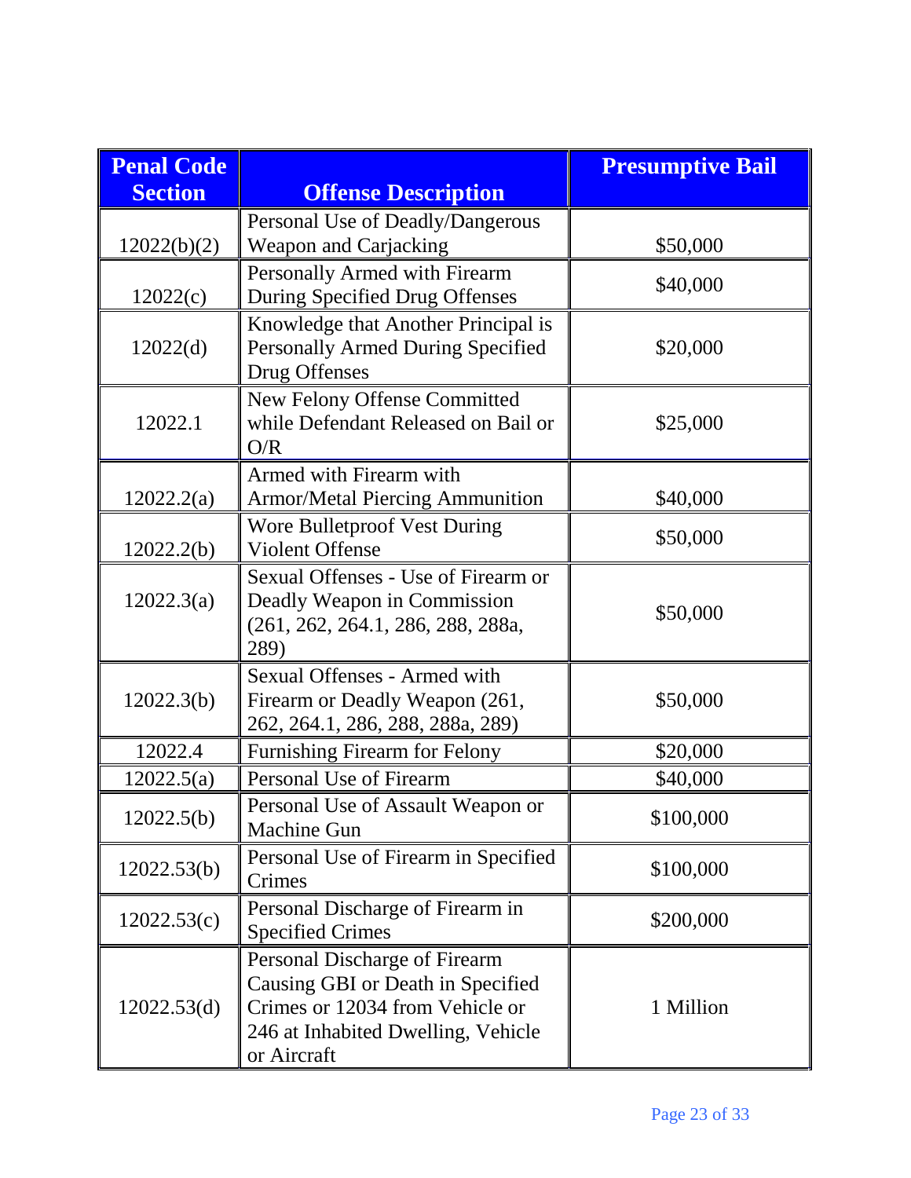| Penal Code Section | Offense Description | Presumptive Bail |
|---|---|---|
| 12022(b)(2) | Personal Use of Deadly/Dangerous Weapon and Carjacking | $50,000 |
| 12022(c) | Personally Armed with Firearm During Specified Drug Offenses | $40,000 |
| 12022(d) | Knowledge that Another Principal is Personally Armed During Specified Drug Offenses | $20,000 |
| 12022.1 | New Felony Offense Committed while Defendant Released on Bail or O/R | $25,000 |
| 12022.2(a) | Armed with Firearm with Armor/Metal Piercing Ammunition | $40,000 |
| 12022.2(b) | Wore Bulletproof Vest During Violent Offense | $50,000 |
| 12022.3(a) | Sexual Offenses - Use of Firearm or Deadly Weapon in Commission (261, 262, 264.1, 286, 288, 288a, 289) | $50,000 |
| 12022.3(b) | Sexual Offenses - Armed with Firearm or Deadly Weapon (261, 262, 264.1, 286, 288, 288a, 289) | $50,000 |
| 12022.4 | Furnishing Firearm for Felony | $20,000 |
| 12022.5(a) | Personal Use of Firearm | $40,000 |
| 12022.5(b) | Personal Use of Assault Weapon or Machine Gun | $100,000 |
| 12022.53(b) | Personal Use of Firearm in Specified Crimes | $100,000 |
| 12022.53(c) | Personal Discharge of Firearm in Specified Crimes | $200,000 |
| 12022.53(d) | Personal Discharge of Firearm Causing GBI or Death in Specified Crimes or 12034 from Vehicle or 246 at Inhabited Dwelling, Vehicle or Aircraft | 1 Million |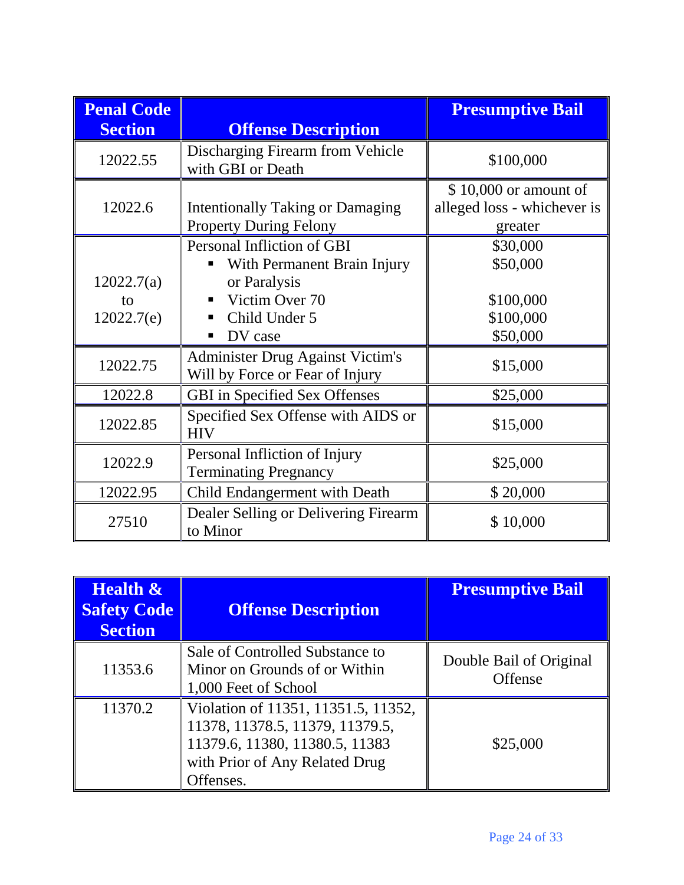| Penal Code Section | Offense Description | Presumptive Bail |
|---|---|---|
| 12022.55 | Discharging Firearm from Vehicle with GBI or Death | $100,000 |
| 12022.6 | Intentionally Taking or Damaging Property During Felony | $ 10,000 or amount of alleged loss - whichever is greater |
| 12022.7(a) to 12022.7(e) | Personal Infliction of GBI<br>▪ With Permanent Brain Injury or Paralysis<br>▪ Victim Over 70<br>▪ Child Under 5<br>▪ DV case | $30,000<br>$50,000<br><br>$100,000<br>$100,000<br>$50,000 |
| 12022.75 | Administer Drug Against Victim's Will by Force or Fear of Injury | $15,000 |
| 12022.8 | GBI in Specified Sex Offenses | $25,000 |
| 12022.85 | Specified Sex Offense with AIDS or HIV | $15,000 |
| 12022.9 | Personal Infliction of Injury Terminating Pregnancy | $25,000 |
| 12022.95 | Child Endangerment with Death | $ 20,000 |
| 27510 | Dealer Selling or Delivering Firearm to Minor | $ 10,000 |

| Health & Safety Code Section | Offense Description | Presumptive Bail |
|---|---|---|
| 11353.6 | Sale of Controlled Substance to Minor on Grounds of or Within 1,000 Feet of School | Double Bail of Original Offense |
| 11370.2 | Violation of 11351, 11351.5, 11352, 11378, 11378.5, 11379, 11379.5, 11379.6, 11380, 11380.5, 11383 with Prior of Any Related Drug Offenses. | $25,000 |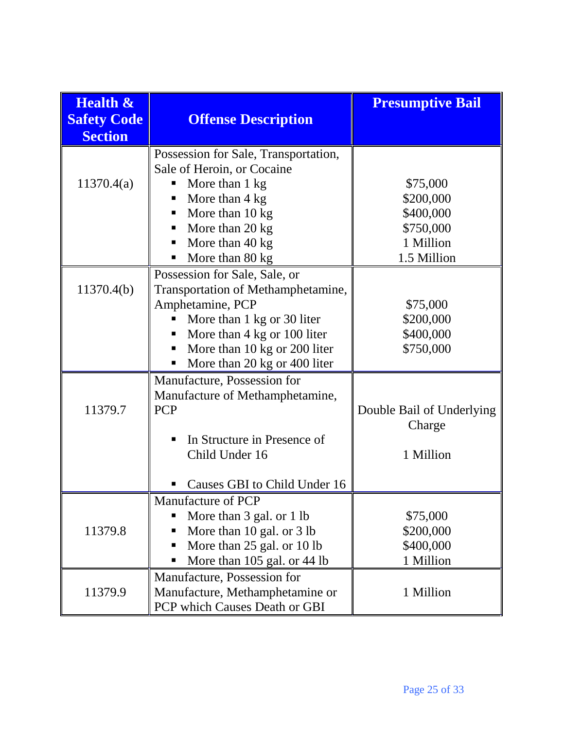| Health & Safety Code Section | Offense Description | Presumptive Bail |
|---|---|---|
| 11370.4(a) | Possession for Sale, Transportation, Sale of Heroin, or Cocaine<br>▪ More than 1 kg<br>▪ More than 4 kg<br>▪ More than 10 kg<br>▪ More than 20 kg<br>▪ More than 40 kg<br>▪ More than 80 kg | $75,000<br>$200,000<br>$400,000<br>$750,000<br>1 Million<br>1.5 Million |
| 11370.4(b) | Possession for Sale, Sale, or Transportation of Methamphetamine, Amphetamine, PCP<br>▪ More than 1 kg or 30 liter<br>▪ More than 4 kg or 100 liter<br>▪ More than 10 kg or 200 liter<br>▪ More than 20 kg or 400 liter | $75,000<br>$200,000<br>$400,000<br>$750,000 |
| 11379.7 | Manufacture, Possession for Manufacture of Methamphetamine, PCP<br>▪ In Structure in Presence of Child Under 16<br>▪ Causes GBI to Child Under 16 | Double Bail of Underlying Charge<br>1 Million |
| 11379.8 | Manufacture of PCP<br>▪ More than 3 gal. or 1 lb<br>▪ More than 10 gal. or 3 lb<br>▪ More than 25 gal. or 10 lb<br>▪ More than 105 gal. or 44 lb | $75,000<br>$200,000<br>$400,000<br>1 Million |
| 11379.9 | Manufacture, Possession for Manufacture, Methamphetamine or PCP which Causes Death or GBI | 1 Million |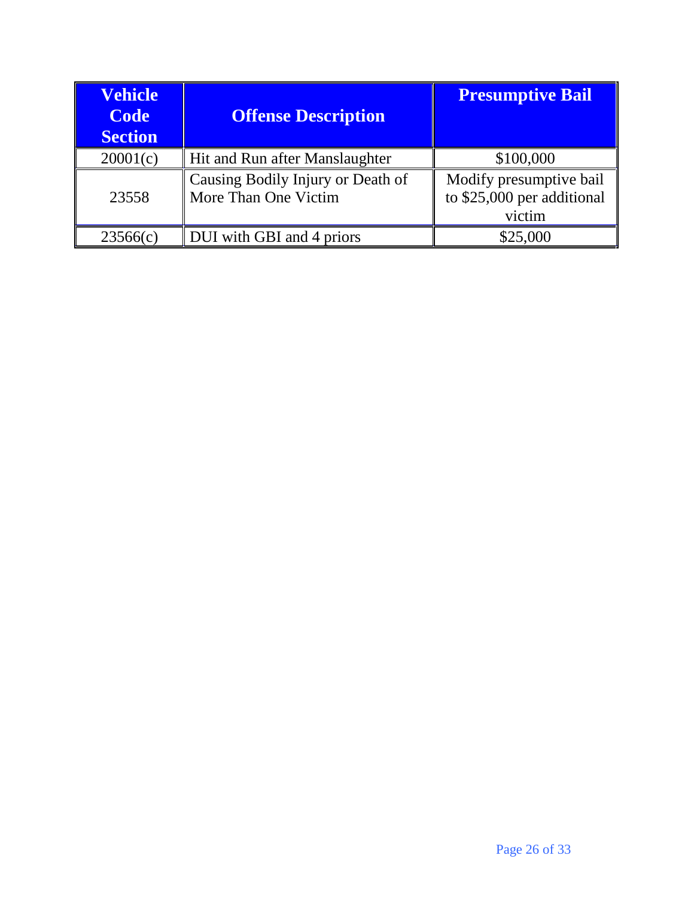| Vehicle Code Section | Offense Description | Presumptive Bail |
|---|---|---|
| 20001(c) | Hit and Run after Manslaughter | $100,000 |
| 23558 | Causing Bodily Injury or Death of More Than One Victim | Modify presumptive bail to $25,000 per additional victim |
| 23566(c) | DUI with GBI and 4 priors | $25,000 |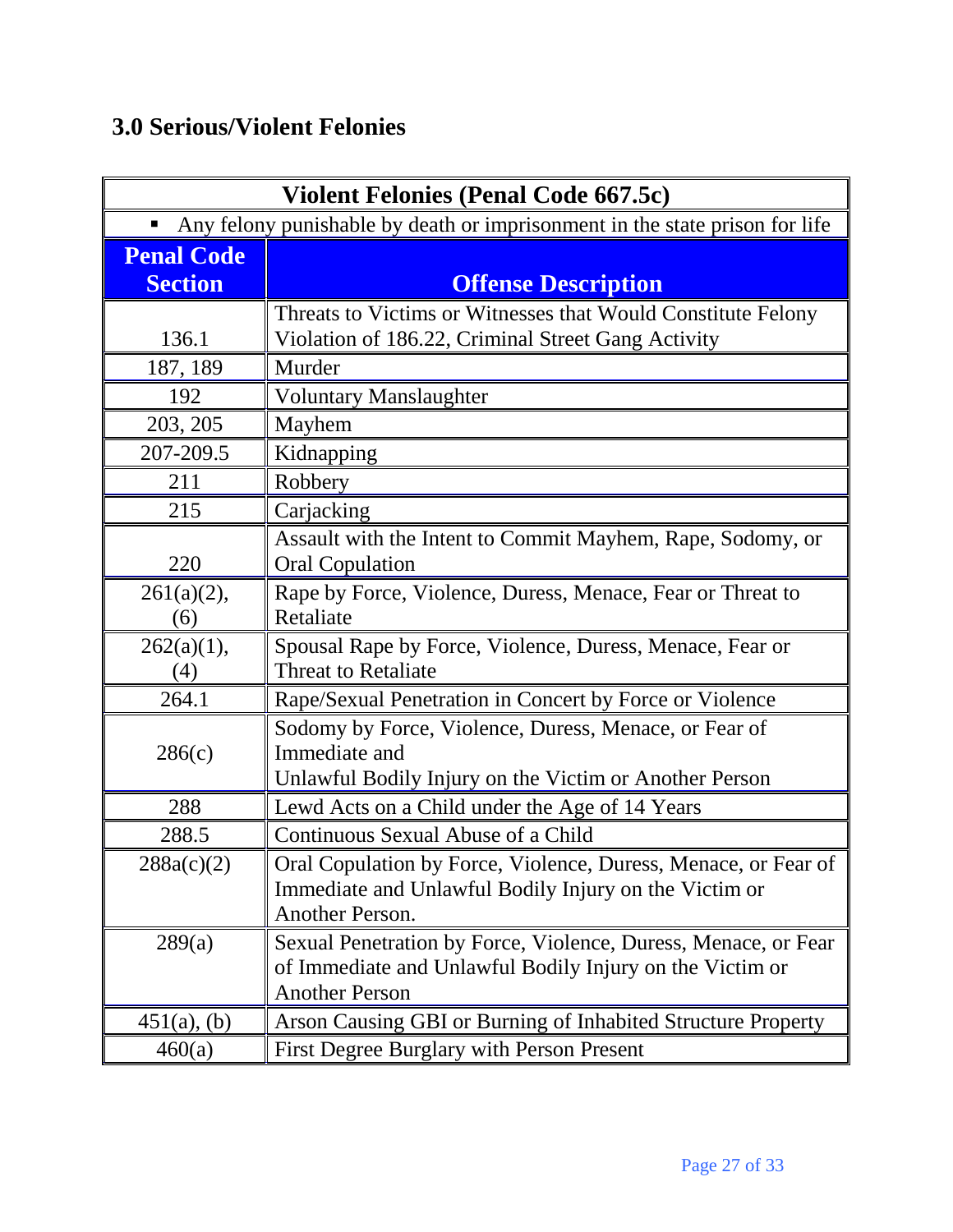## 3.0 Serious/Violent Felonies

| Violent Felonies (Penal Code 667.5c) | |
|---|---|
| ▪ Any felony punishable by death or imprisonment in the state prison for life | |
| **Penal Code Section** | **Offense Description** |
| 136.1 | Threats to Victims or Witnesses that Would Constitute Felony Violation of 186.22, Criminal Street Gang Activity |
| 187, 189 | Murder |
| 192 | Voluntary Manslaughter |
| 203, 205 | Mayhem |
| 207-209.5 | Kidnapping |
| 211 | Robbery |
| 215 | Carjacking |
| 220 | Assault with the Intent to Commit Mayhem, Rape, Sodomy, or Oral Copulation |
| 261(a)(2), (6) | Rape by Force, Violence, Duress, Menace, Fear or Threat to Retaliate |
| 262(a)(1), (4) | Spousal Rape by Force, Violence, Duress, Menace, Fear or Threat to Retaliate |
| 264.1 | Rape/Sexual Penetration in Concert by Force or Violence |
| 286(c) | Sodomy by Force, Violence, Duress, Menace, or Fear of Immediate and Unlawful Bodily Injury on the Victim or Another Person |
| 288 | Lewd Acts on a Child under the Age of 14 Years |
| 288.5 | Continuous Sexual Abuse of a Child |
| 288a(c)(2) | Oral Copulation by Force, Violence, Duress, Menace, or Fear of Immediate and Unlawful Bodily Injury on the Victim or Another Person. |
| 289(a) | Sexual Penetration by Force, Violence, Duress, Menace, or Fear of Immediate and Unlawful Bodily Injury on the Victim or Another Person |
| 451(a), (b) | Arson Causing GBI or Burning of Inhabited Structure Property |
| 460(a) | First Degree Burglary with Person Present |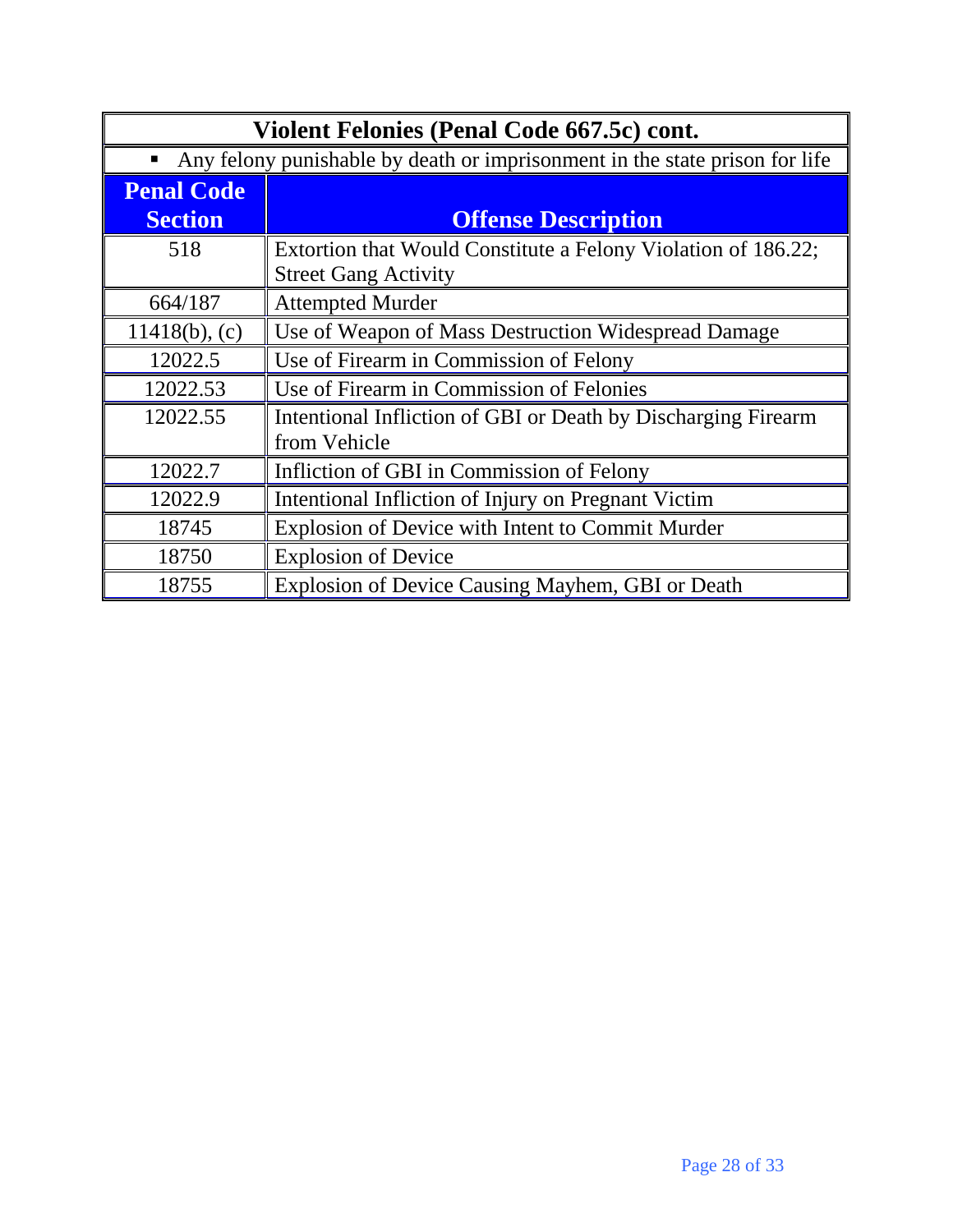| Violent Felonies (Penal Code 667.5c) cont. | |
|---|---|
| ▪ Any felony punishable by death or imprisonment in the state prison for life | |
| **Penal Code Section** | **Offense Description** |
| 518 | Extortion that Would Constitute a Felony Violation of 186.22; Street Gang Activity |
| 664/187 | Attempted Murder |
| 11418(b), (c) | Use of Weapon of Mass Destruction Widespread Damage |
| 12022.5 | Use of Firearm in Commission of Felony |
| 12022.53 | Use of Firearm in Commission of Felonies |
| 12022.55 | Intentional Infliction of GBI or Death by Discharging Firearm from Vehicle |
| 12022.7 | Infliction of GBI in Commission of Felony |
| 12022.9 | Intentional Infliction of Injury on Pregnant Victim |
| 18745 | Explosion of Device with Intent to Commit Murder |
| 18750 | Explosion of Device |
| 18755 | Explosion of Device Causing Mayhem, GBI or Death |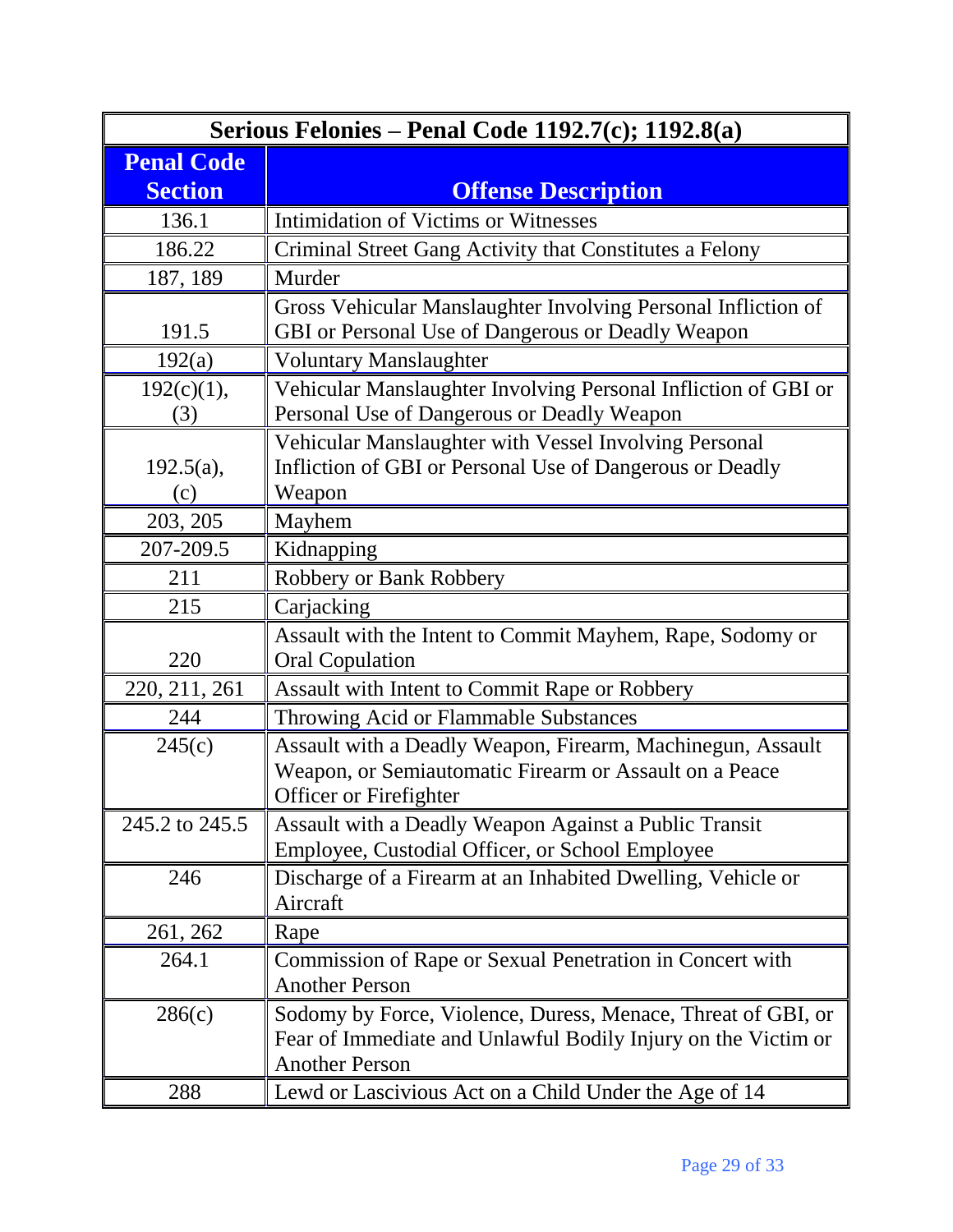| Serious Felonies – Penal Code 1192.7(c); 1192.8(a) | |
|---|---|
| **Penal Code Section** | **Offense Description** |
| 136.1 | Intimidation of Victims or Witnesses |
| 186.22 | Criminal Street Gang Activity that Constitutes a Felony |
| 187, 189 | Murder |
| 191.5 | Gross Vehicular Manslaughter Involving Personal Infliction of GBI or Personal Use of Dangerous or Deadly Weapon |
| 192(a) | Voluntary Manslaughter |
| 192(c)(1), (3) | Vehicular Manslaughter Involving Personal Infliction of GBI or Personal Use of Dangerous or Deadly Weapon |
| 192.5(a), (c) | Vehicular Manslaughter with Vessel Involving Personal Infliction of GBI or Personal Use of Dangerous or Deadly Weapon |
| 203, 205 | Mayhem |
| 207-209.5 | Kidnapping |
| 211 | Robbery or Bank Robbery |
| 215 | Carjacking |
| 220 | Assault with the Intent to Commit Mayhem, Rape, Sodomy or Oral Copulation |
| 220, 211, 261 | Assault with Intent to Commit Rape or Robbery |
| 244 | Throwing Acid or Flammable Substances |
| 245(c) | Assault with a Deadly Weapon, Firearm, Machinegun, Assault Weapon, or Semiautomatic Firearm or Assault on a Peace Officer or Firefighter |
| 245.2 to 245.5 | Assault with a Deadly Weapon Against a Public Transit Employee, Custodial Officer, or School Employee |
| 246 | Discharge of a Firearm at an Inhabited Dwelling, Vehicle or Aircraft |
| 261, 262 | Rape |
| 264.1 | Commission of Rape or Sexual Penetration in Concert with Another Person |
| 286(c) | Sodomy by Force, Violence, Duress, Menace, Threat of GBI, or Fear of Immediate and Unlawful Bodily Injury on the Victim or Another Person |
| 288 | Lewd or Lascivious Act on a Child Under the Age of 14 |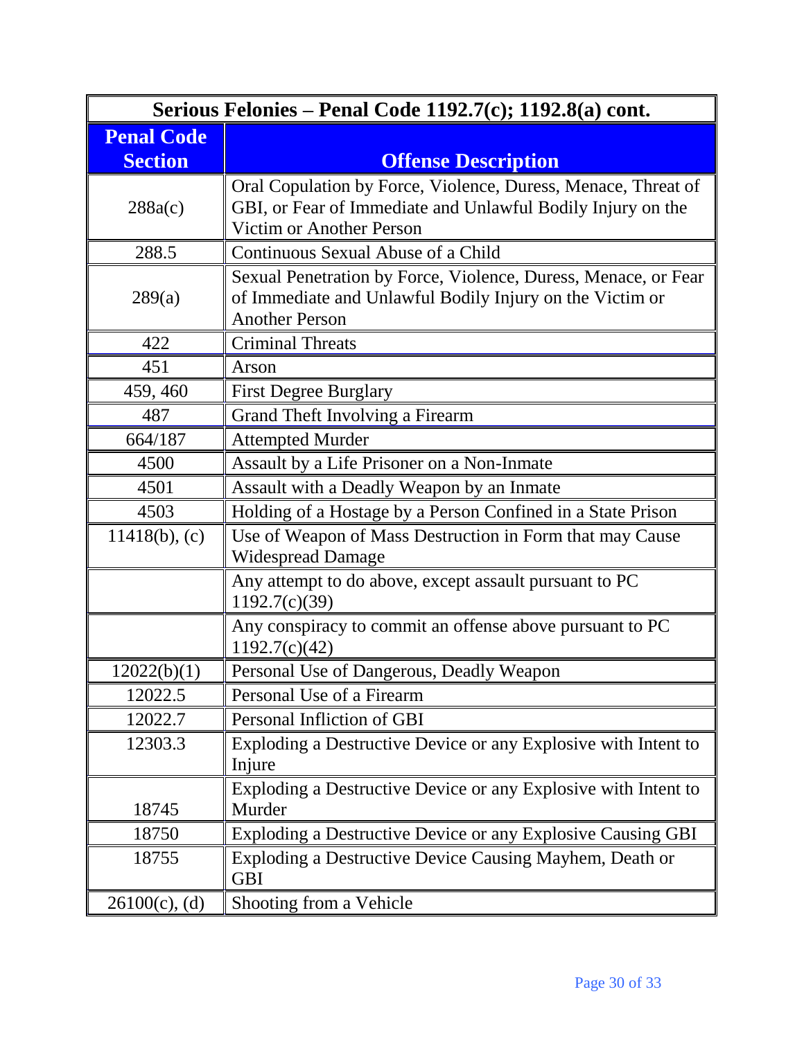| Serious Felonies – Penal Code 1192.7(c); 1192.8(a) cont. | |
|---|---|
| **Penal Code Section** | **Offense Description** |
| 288a(c) | Oral Copulation by Force, Violence, Duress, Menace, Threat of GBI, or Fear of Immediate and Unlawful Bodily Injury on the Victim or Another Person |
| 288.5 | Continuous Sexual Abuse of a Child |
| 289(a) | Sexual Penetration by Force, Violence, Duress, Menace, or Fear of Immediate and Unlawful Bodily Injury on the Victim or Another Person |
| 422 | Criminal Threats |
| 451 | Arson |
| 459, 460 | First Degree Burglary |
| 487 | Grand Theft Involving a Firearm |
| 664/187 | Attempted Murder |
| 4500 | Assault by a Life Prisoner on a Non-Inmate |
| 4501 | Assault with a Deadly Weapon by an Inmate |
| 4503 | Holding of a Hostage by a Person Confined in a State Prison |
| 11418(b), (c) | Use of Weapon of Mass Destruction in Form that may Cause Widespread Damage |
| | Any attempt to do above, except assault pursuant to PC 1192.7(c)(39) |
| | Any conspiracy to commit an offense above pursuant to PC 1192.7(c)(42) |
| 12022(b)(1) | Personal Use of Dangerous, Deadly Weapon |
| 12022.5 | Personal Use of a Firearm |
| 12022.7 | Personal Infliction of GBI |
| 12303.3 | Exploding a Destructive Device or any Explosive with Intent to Injure |
| 18745 | Exploding a Destructive Device or any Explosive with Intent to Murder |
| 18750 | Exploding a Destructive Device or any Explosive Causing GBI |
| 18755 | Exploding a Destructive Device Causing Mayhem, Death or GBI |
| 26100(c), (d) | Shooting from a Vehicle |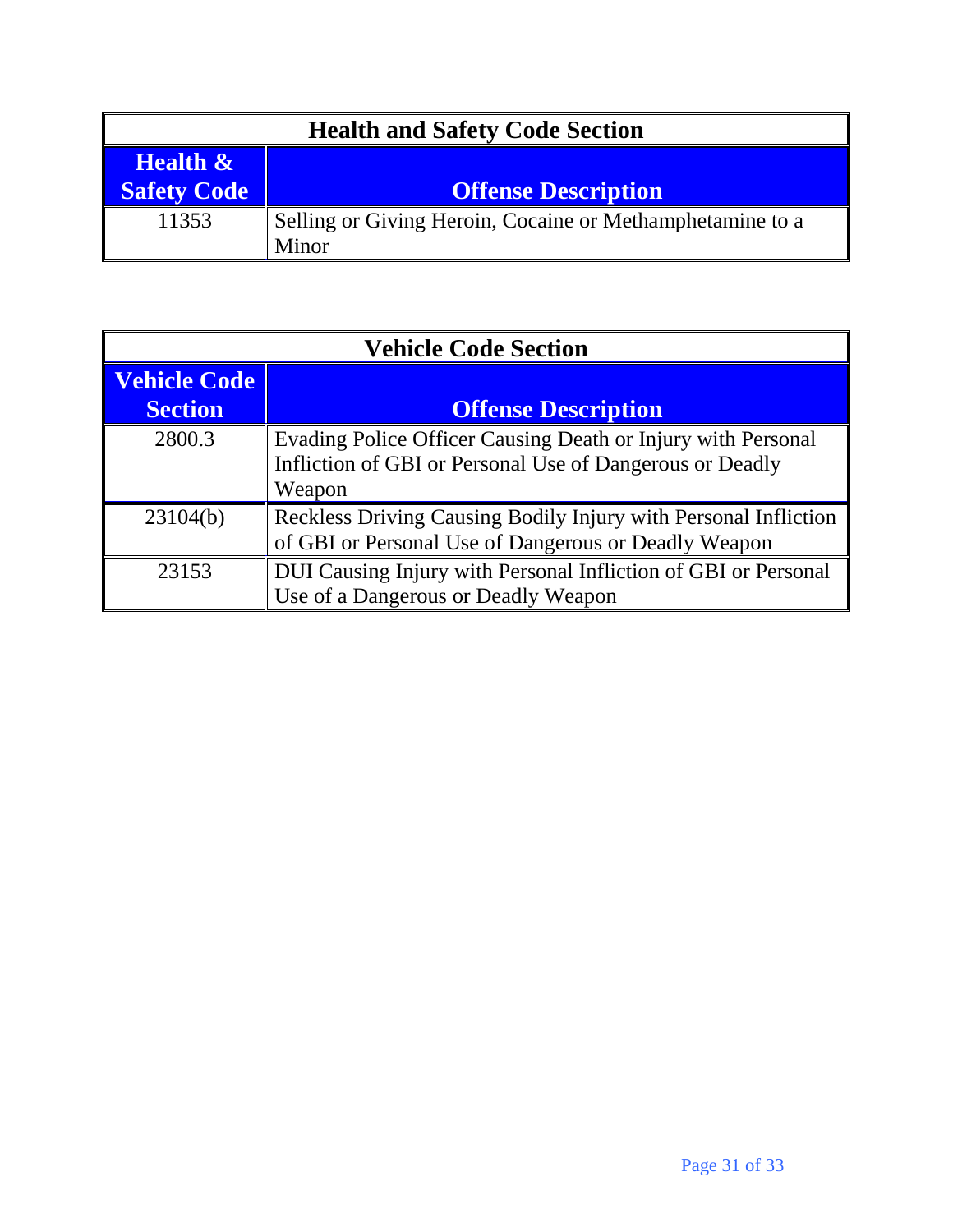| Health and Safety Code Section | |
|---|---|
| **Health & Safety Code** | **Offense Description** |
| 11353 | Selling or Giving Heroin, Cocaine or Methamphetamine to a Minor |

| Vehicle Code Section | |
|---|---|
| **Vehicle Code Section** | **Offense Description** |
| 2800.3 | Evading Police Officer Causing Death or Injury with Personal Infliction of GBI or Personal Use of Dangerous or Deadly Weapon |
| 23104(b) | Reckless Driving Causing Bodily Injury with Personal Infliction of GBI or Personal Use of Dangerous or Deadly Weapon |
| 23153 | DUI Causing Injury with Personal Infliction of GBI or Personal Use of a Dangerous or Deadly Weapon |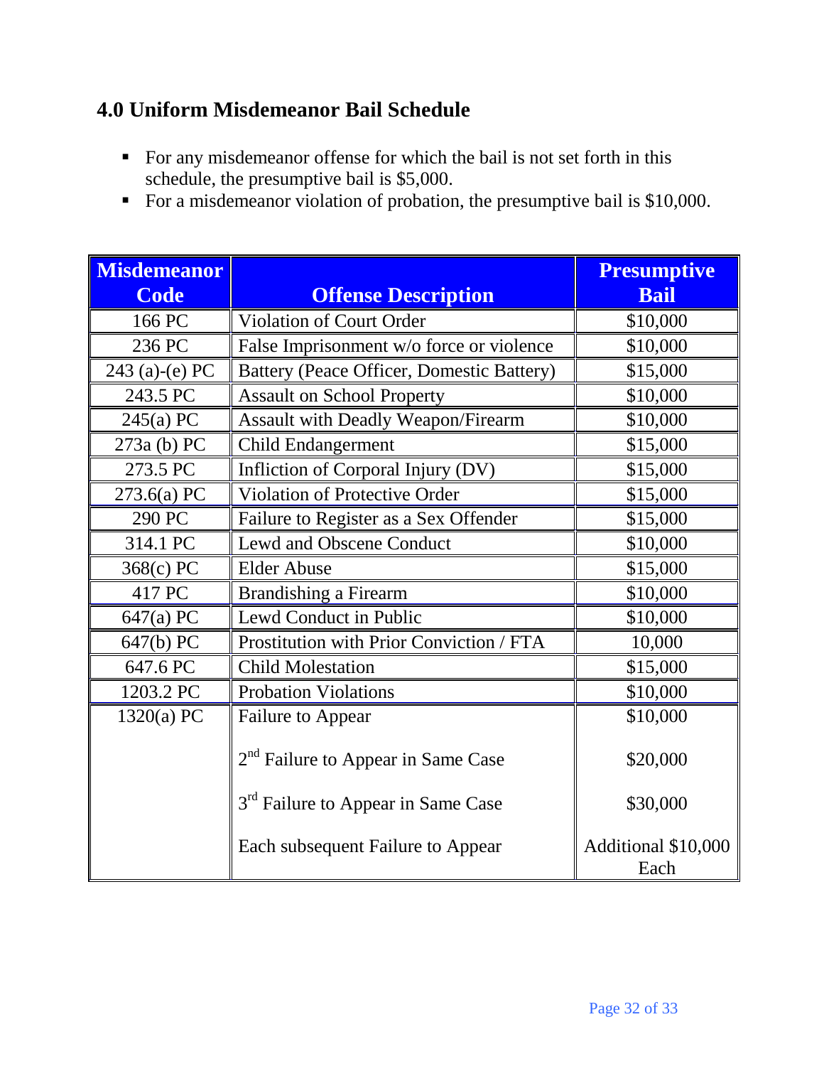## 4.0 Uniform Misdemeanor Bail Schedule

- For any misdemeanor offense for which the bail is not set forth in this schedule, the presumptive bail is $5,000.
- For a misdemeanor violation of probation, the presumptive bail is $10,000.

| Misdemeanor Code | Offense Description | Presumptive Bail |
|---|---|---|
| 166 PC | Violation of Court Order | $10,000 |
| 236 PC | False Imprisonment w/o force or violence | $10,000 |
| 243 (a)-(e) PC | Battery (Peace Officer, Domestic Battery) | $15,000 |
| 243.5 PC | Assault on School Property | $10,000 |
| 245(a) PC | Assault with Deadly Weapon/Firearm | $10,000 |
| 273a (b) PC | Child Endangerment | $15,000 |
| 273.5 PC | Infliction of Corporal Injury (DV) | $15,000 |
| 273.6(a) PC | Violation of Protective Order | $15,000 |
| 290 PC | Failure to Register as a Sex Offender | $15,000 |
| 314.1 PC | Lewd and Obscene Conduct | $10,000 |
| 368(c) PC | Elder Abuse | $15,000 |
| 417 PC | Brandishing a Firearm | $10,000 |
| 647(a) PC | Lewd Conduct in Public | $10,000 |
| 647(b) PC | Prostitution with Prior Conviction / FTA | 10,000 |
| 647.6 PC | Child Molestation | $15,000 |
| 1203.2 PC | Probation Violations | $10,000 |
| 1320(a) PC | Failure to Appear | $10,000 |
| | 2nd Failure to Appear in Same Case | $20,000 |
| | 3rd Failure to Appear in Same Case | $30,000 |
| | Each subsequent Failure to Appear | Additional $10,000 Each |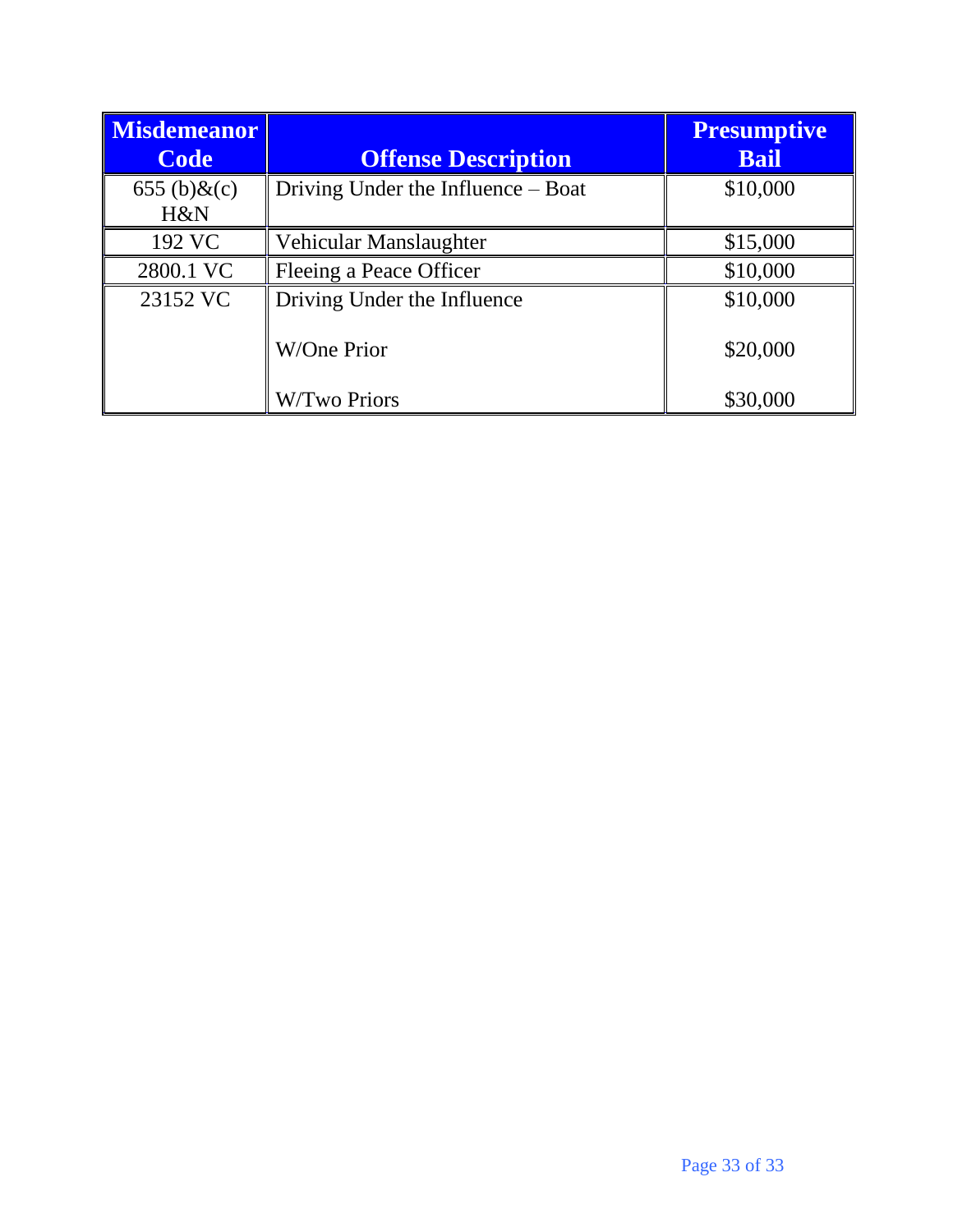| Misdemeanor Code | Offense Description | Presumptive Bail |
|---|---|---|
| 655 (b)&(c) H&N | Driving Under the Influence – Boat | $10,000 |
| 192 VC | Vehicular Manslaughter | $15,000 |
| 2800.1 VC | Fleeing a Peace Officer | $10,000 |
| 23152 VC | Driving Under the Influence | $10,000 |
| | W/One Prior | $20,000 |
| | W/Two Priors | $30,000 |